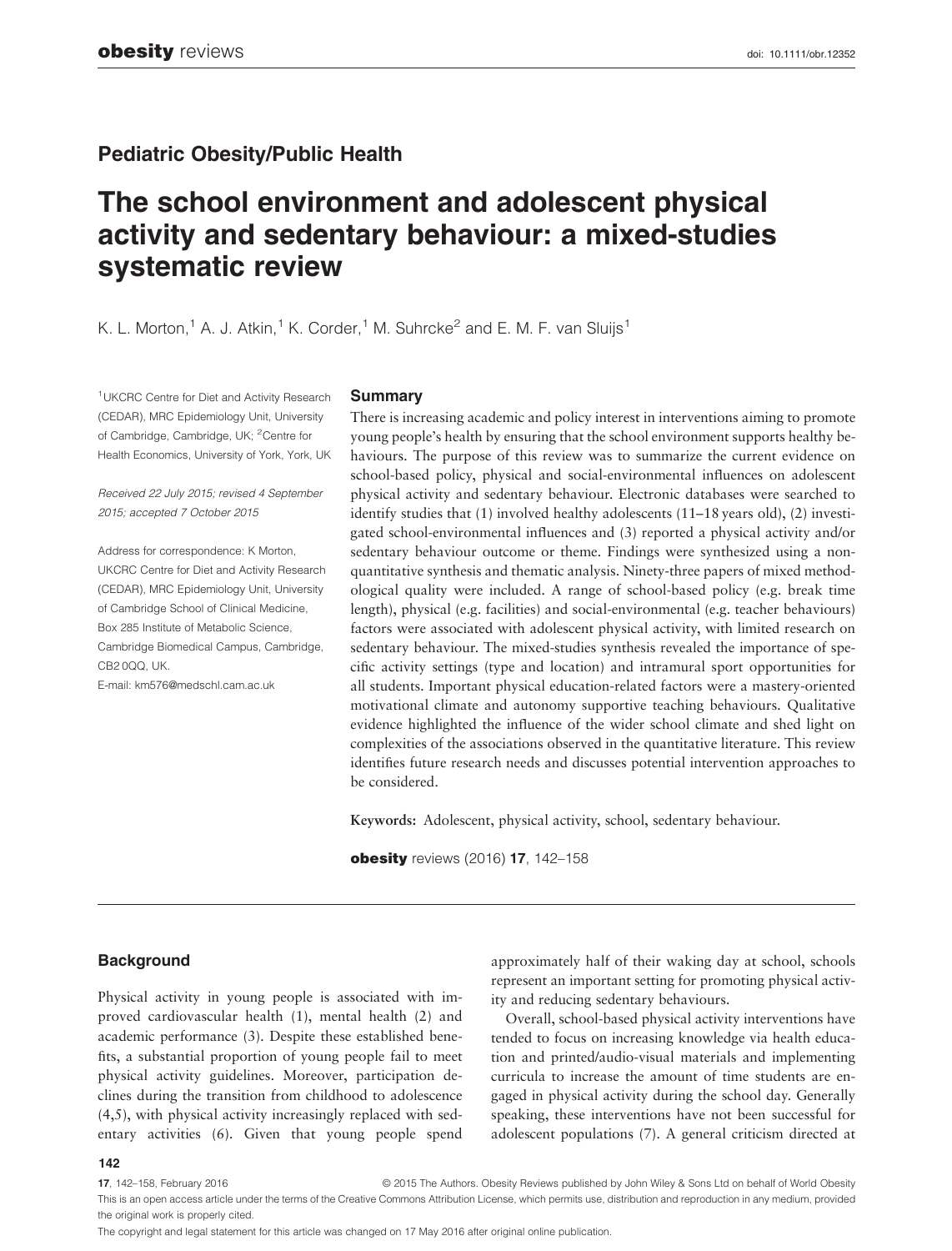## Pediatric Obesity/Public Health

# The school environment and adolescent physical activity and sedentary behaviour: a mixed-studies systematic review

K. L. Morton,[1] A. J. Atkin,[1] K. Corder,[1] M. Suhrcke[2] and E. M. F. van Sluijs[1]

[1]UKCRC Centre for Diet and Activity Research (CEDAR), MRC Epidemiology Unit, University of Cambridge, Cambridge, UK; [2]Centre for Health Economics, University of York, York, UK

*Received 22 July 2015; revised 4 September 2015; accepted 7 October 2015*

Address for correspondence: K Morton, UKCRC Centre for Diet and Activity Research (CEDAR), MRC Epidemiology Unit, University of Cambridge School of Clinical Medicine, Box 285 Institute of Metabolic Science, Cambridge Biomedical Campus, Cambridge, CB2 0QQ, UK.
E-mail: km576@medschl.cam.ac.uk

### Summary

There is increasing academic and policy interest in interventions aiming to promote young people's health by ensuring that the school environment supports healthy behaviours. The purpose of this review was to summarize the current evidence on school-based policy, physical and social-environmental influences on adolescent physical activity and sedentary behaviour. Electronic databases were searched to identify studies that (1) involved healthy adolescents (11–18 years old), (2) investigated school-environmental influences and (3) reported a physical activity and/or sedentary behaviour outcome or theme. Findings were synthesized using a non-quantitative synthesis and thematic analysis. Ninety-three papers of mixed methodological quality were included. A range of school-based policy (e.g. break time length), physical (e.g. facilities) and social-environmental (e.g. teacher behaviours) factors were associated with adolescent physical activity, with limited research on sedentary behaviour. The mixed-studies synthesis revealed the importance of specific activity settings (type and location) and intramural sport opportunities for all students. Important physical education-related factors were a mastery-oriented motivational climate and autonomy supportive teaching behaviours. Qualitative evidence highlighted the influence of the wider school climate and shed light on complexities of the associations observed in the quantitative literature. This review identifies future research needs and discusses potential intervention approaches to be considered.

**Keywords:** Adolescent, physical activity, school, sedentary behaviour.

## Background

Physical activity in young people is associated with improved cardiovascular health (1), mental health (2) and academic performance (3). Despite these established benefits, a substantial proportion of young people fail to meet physical activity guidelines. Moreover, participation declines during the transition from childhood to adolescence (4,5), with physical activity increasingly replaced with sedentary activities (6). Given that young people spend approximately half of their waking day at school, schools represent an important setting for promoting physical activity and reducing sedentary behaviours.

Overall, school-based physical activity interventions have tended to focus on increasing knowledge via health education and printed/audio-visual materials and implementing curricula to increase the amount of time students are engaged in physical activity during the school day. Generally speaking, these interventions have not been successful for adolescent populations (7). A general criticism directed at

© 2015 The Authors. Obesity Reviews published by John Wiley & Sons Ltd on behalf of World Obesity
This is an open access article under the terms of the Creative Commons Attribution License, which permits use, distribution and reproduction in any medium, provided the original work is properly cited.
The copyright and legal statement for this article was changed on 17 May 2016 after original online publication.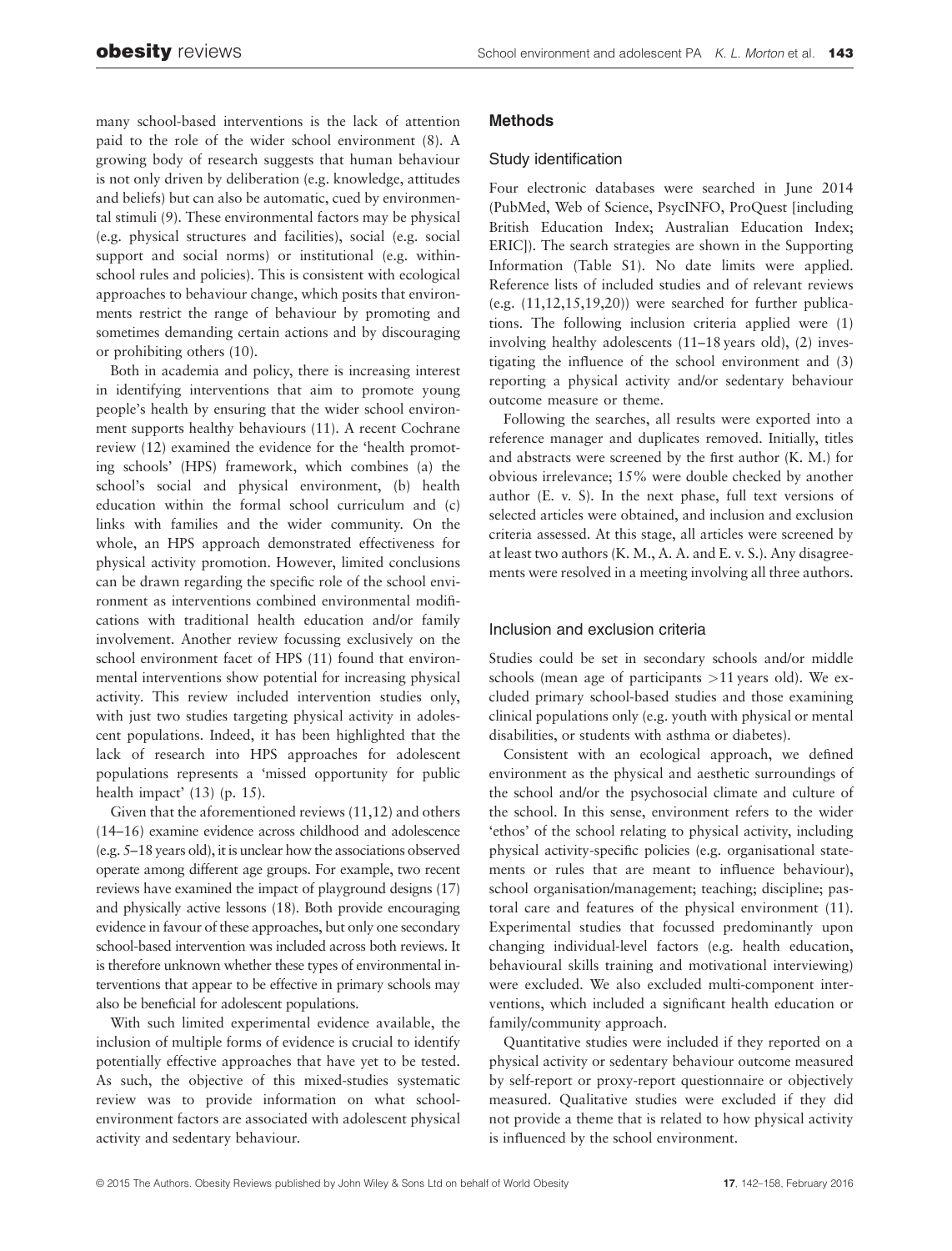many school-based interventions is the lack of attention paid to the role of the wider school environment (8). A growing body of research suggests that human behaviour is not only driven by deliberation (e.g. knowledge, attitudes and beliefs) but can also be automatic, cued by environmental stimuli (9). These environmental factors may be physical (e.g. physical structures and facilities), social (e.g. social support and social norms) or institutional (e.g. within-school rules and policies). This is consistent with ecological approaches to behaviour change, which posits that environments restrict the range of behaviour by promoting and sometimes demanding certain actions and by discouraging or prohibiting others (10).

Both in academia and policy, there is increasing interest in identifying interventions that aim to promote young people's health by ensuring that the wider school environment supports healthy behaviours (11). A recent Cochrane review (12) examined the evidence for the 'health promoting schools' (HPS) framework, which combines (a) the school's social and physical environment, (b) health education within the formal school curriculum and (c) links with families and the wider community. On the whole, an HPS approach demonstrated effectiveness for physical activity promotion. However, limited conclusions can be drawn regarding the specific role of the school environment as interventions combined environmental modifications with traditional health education and/or family involvement. Another review focussing exclusively on the school environment facet of HPS (11) found that environmental interventions show potential for increasing physical activity. This review included intervention studies only, with just two studies targeting physical activity in adolescent populations. Indeed, it has been highlighted that the lack of research into HPS approaches for adolescent populations represents a 'missed opportunity for public health impact' (13) (p. 15).

Given that the aforementioned reviews (11,12) and others (14–16) examine evidence across childhood and adolescence (e.g. 5–18 years old), it is unclear how the associations observed operate among different age groups. For example, two recent reviews have examined the impact of playground designs (17) and physically active lessons (18). Both provide encouraging evidence in favour of these approaches, but only one secondary school-based intervention was included across both reviews. It is therefore unknown whether these types of environmental interventions that appear to be effective in primary schools may also be beneficial for adolescent populations.

With such limited experimental evidence available, the inclusion of multiple forms of evidence is crucial to identify potentially effective approaches that have yet to be tested. As such, the objective of this mixed-studies systematic review was to provide information on what school-environment factors are associated with adolescent physical activity and sedentary behaviour.

## Methods

### Study identification

Four electronic databases were searched in June 2014 (PubMed, Web of Science, PsycINFO, ProQuest [including British Education Index; Australian Education Index; ERIC]). The search strategies are shown in the Supporting Information (Table S1). No date limits were applied. Reference lists of included studies and of relevant reviews (e.g. (11,12,15,19,20)) were searched for further publications. The following inclusion criteria applied were (1) involving healthy adolescents (11–18 years old), (2) investigating the influence of the school environment and (3) reporting a physical activity and/or sedentary behaviour outcome measure or theme.

Following the searches, all results were exported into a reference manager and duplicates removed. Initially, titles and abstracts were screened by the first author (K. M.) for obvious irrelevance; 15% were double checked by another author (E. v. S). In the next phase, full text versions of selected articles were obtained, and inclusion and exclusion criteria assessed. At this stage, all articles were screened by at least two authors (K. M., A. A. and E. v. S.). Any disagreements were resolved in a meeting involving all three authors.

### Inclusion and exclusion criteria

Studies could be set in secondary schools and/or middle schools (mean age of participants >11 years old). We excluded primary school-based studies and those examining clinical populations only (e.g. youth with physical or mental disabilities, or students with asthma or diabetes).

Consistent with an ecological approach, we defined environment as the physical and aesthetic surroundings of the school and/or the psychosocial climate and culture of the school. In this sense, environment refers to the wider 'ethos' of the school relating to physical activity, including physical activity-specific policies (e.g. organisational statements or rules that are meant to influence behaviour), school organisation/management; teaching; discipline; pastoral care and features of the physical environment (11). Experimental studies that focussed predominantly upon changing individual-level factors (e.g. health education, behavioural skills training and motivational interviewing) were excluded. We also excluded multi-component interventions, which included a significant health education or family/community approach.

Quantitative studies were included if they reported on a physical activity or sedentary behaviour outcome measured by self-report or proxy-report questionnaire or objectively measured. Qualitative studies were excluded if they did not provide a theme that is related to how physical activity is influenced by the school environment.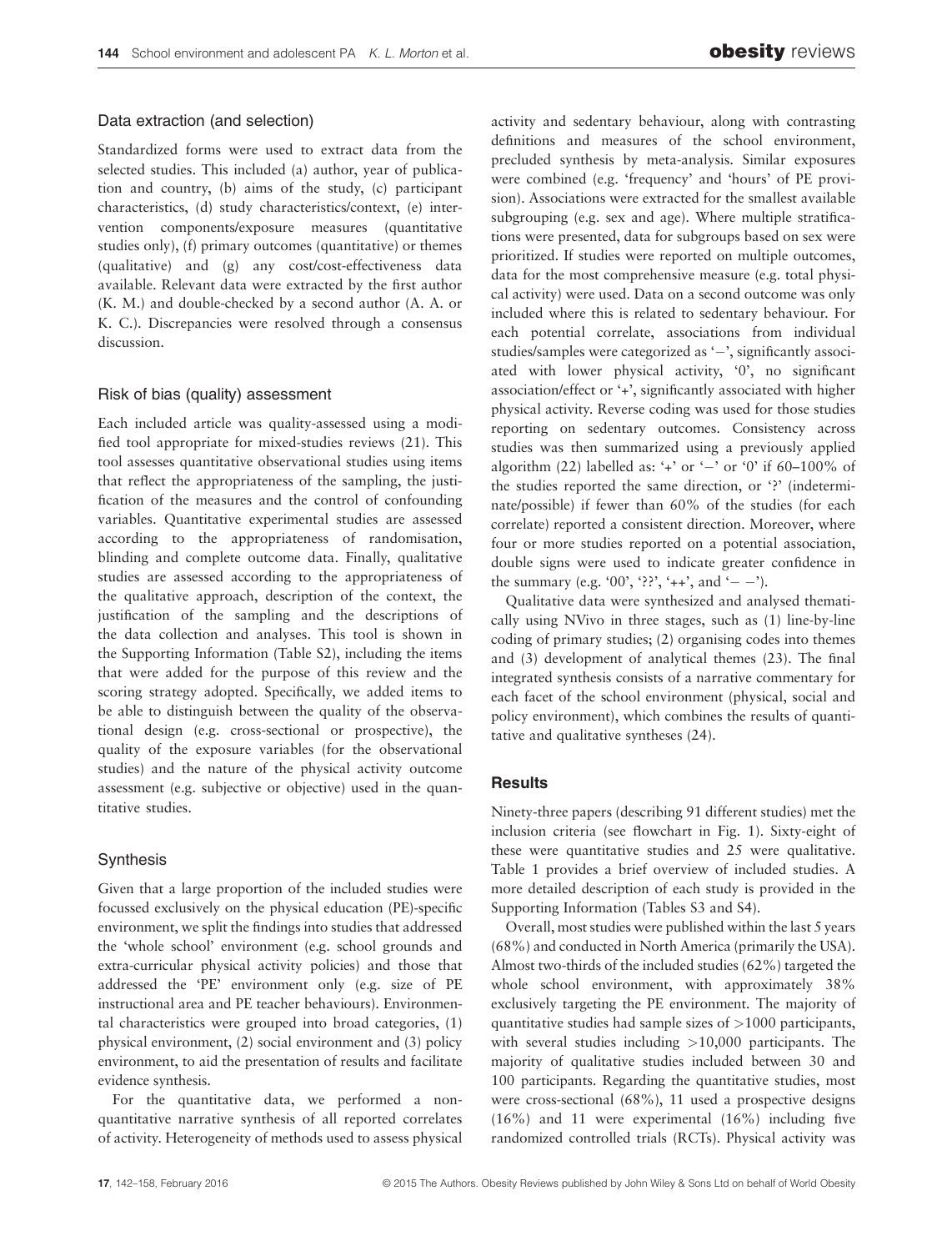### Data extraction (and selection)

Standardized forms were used to extract data from the selected studies. This included (a) author, year of publication and country, (b) aims of the study, (c) participant characteristics, (d) study characteristics/context, (e) intervention components/exposure measures (quantitative studies only), (f) primary outcomes (quantitative) or themes (qualitative) and (g) any cost/cost-effectiveness data available. Relevant data were extracted by the first author (K. M.) and double-checked by a second author (A. A. or K. C.). Discrepancies were resolved through a consensus discussion.

### Risk of bias (quality) assessment

Each included article was quality-assessed using a modified tool appropriate for mixed-studies reviews (21). This tool assesses quantitative observational studies using items that reflect the appropriateness of the sampling, the justification of the measures and the control of confounding variables. Quantitative experimental studies are assessed according to the appropriateness of randomisation, blinding and complete outcome data. Finally, qualitative studies are assessed according to the appropriateness of the qualitative approach, description of the context, the justification of the sampling and the descriptions of the data collection and analyses. This tool is shown in the Supporting Information (Table S2), including the items that were added for the purpose of this review and the scoring strategy adopted. Specifically, we added items to be able to distinguish between the quality of the observational design (e.g. cross-sectional or prospective), the quality of the exposure variables (for the observational studies) and the nature of the physical activity outcome assessment (e.g. subjective or objective) used in the quantitative studies.

### Synthesis

Given that a large proportion of the included studies were focussed exclusively on the physical education (PE)-specific environment, we split the findings into studies that addressed the 'whole school' environment (e.g. school grounds and extra-curricular physical activity policies) and those that addressed the 'PE' environment only (e.g. size of PE instructional area and PE teacher behaviours). Environmental characteristics were grouped into broad categories, (1) physical environment, (2) social environment and (3) policy environment, to aid the presentation of results and facilitate evidence synthesis.

For the quantitative data, we performed a non-quantitative narrative synthesis of all reported correlates of activity. Heterogeneity of methods used to assess physical activity and sedentary behaviour, along with contrasting definitions and measures of the school environment, precluded synthesis by meta-analysis. Similar exposures were combined (e.g. 'frequency' and 'hours' of PE provision). Associations were extracted for the smallest available subgrouping (e.g. sex and age). Where multiple stratifications were presented, data for subgroups based on sex were prioritized. If studies were reported on multiple outcomes, data for the most comprehensive measure (e.g. total physical activity) were used. Data on a second outcome was only included where this is related to sedentary behaviour. For each potential correlate, associations from individual studies/samples were categorized as '−', significantly associated with lower physical activity, '0', no significant association/effect or '+', significantly associated with higher physical activity. Reverse coding was used for those studies reporting on sedentary outcomes. Consistency across studies was then summarized using a previously applied algorithm (22) labelled as: '+' or '−' or '0' if 60–100% of the studies reported the same direction, or '?' (indeterminate/possible) if fewer than 60% of the studies (for each correlate) reported a consistent direction. Moreover, where four or more studies reported on a potential association, double signs were used to indicate greater confidence in the summary (e.g. '00', '??', '++', and '− −').

Qualitative data were synthesized and analysed thematically using NVivo in three stages, such as (1) line-by-line coding of primary studies; (2) organising codes into themes and (3) development of analytical themes (23). The final integrated synthesis consists of a narrative commentary for each facet of the school environment (physical, social and policy environment), which combines the results of quantitative and qualitative syntheses (24).

## Results

Ninety-three papers (describing 91 different studies) met the inclusion criteria (see flowchart in Fig. 1). Sixty-eight of these were quantitative studies and 25 were qualitative. Table 1 provides a brief overview of included studies. A more detailed description of each study is provided in the Supporting Information (Tables S3 and S4).

Overall, most studies were published within the last 5 years (68%) and conducted in North America (primarily the USA). Almost two-thirds of the included studies (62%) targeted the whole school environment, with approximately 38% exclusively targeting the PE environment. The majority of quantitative studies had sample sizes of >1000 participants, with several studies including >10,000 participants. The majority of qualitative studies included between 30 and 100 participants. Regarding the quantitative studies, most were cross-sectional (68%), 11 used a prospective designs (16%) and 11 were experimental (16%) including five randomized controlled trials (RCTs). Physical activity was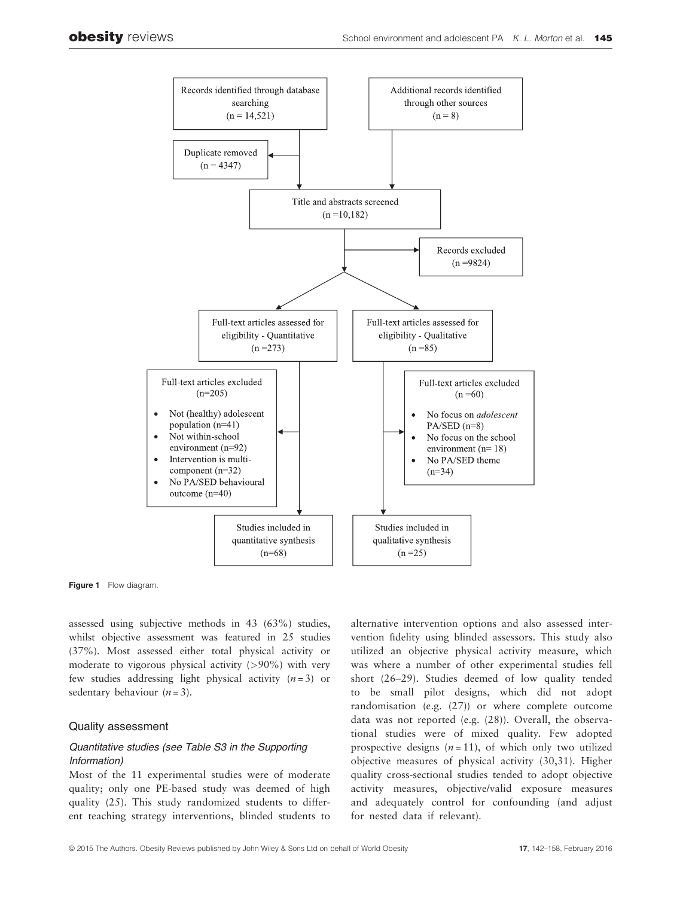Records identified through database searching (n = 14,521)

Additional records identified through other sources (n = 8)

Duplicate removed (n = 4347)

Title and abstracts screened (n =10,182)

Records excluded (n =9824)

Full-text articles assessed for eligibility - Quantitative (n =273)

Full-text articles assessed for eligibility - Qualitative (n =85)

Full-text articles excluded (n=205)

- Not (healthy) adolescent population (n=41)
- Not within-school environment (n=92)
- Intervention is multi-component (n=32)
- No PA/SED behavioural outcome (n=40)

Full-text articles excluded (n =60)

- No focus on *adolescent* PA/SED (n=8)
- No focus on the school environment (n= 18)
- No PA/SED theme (n=34)

Studies included in quantitative synthesis (n=68)

Studies included in qualitative synthesis (n =25)

**Figure 1** Flow diagram.

assessed using subjective methods in 43 (63%) studies, whilst objective assessment was featured in 25 studies (37%). Most assessed either total physical activity or moderate to vigorous physical activity (>90%) with very few studies addressing light physical activity ($n = 3$) or sedentary behaviour ($n = 3$).

## Quality assessment

### *Quantitative studies (see Table S3 in the Supporting Information)*

Most of the 11 experimental studies were of moderate quality; only one PE-based study was deemed of high quality (25). This study randomized students to different teaching strategy interventions, blinded students to alternative intervention options and also assessed intervention fidelity using blinded assessors. This study also utilized an objective physical activity measure, which was where a number of other experimental studies fell short (26–29). Studies deemed of low quality tended to be small pilot designs, which did not adopt randomisation (e.g. (27)) or where complete outcome data was not reported (e.g. (28)). Overall, the observational studies were of mixed quality. Few adopted prospective designs ($n = 11$), of which only two utilized objective measures of physical activity (30,31). Higher quality cross-sectional studies tended to adopt objective activity measures, objective/valid exposure measures and adequately control for confounding (and adjust for nested data if relevant).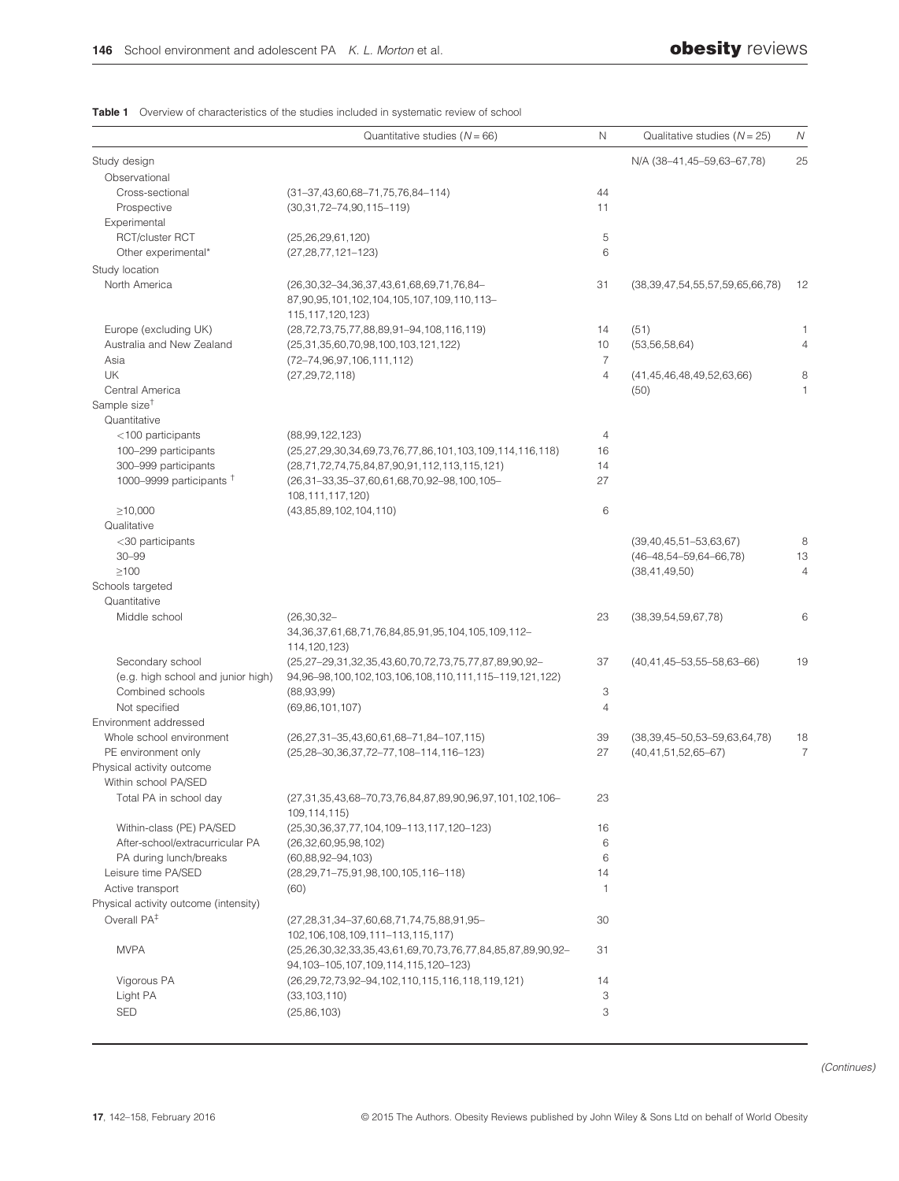**Table 1** Overview of characteristics of the studies included in systematic review of school

| | Quantitative studies (*N* = 66) | N | Qualitative studies (*N* = 25) | *N* |
|---|---|---|---|---|
| Study design | | | N/A (38–41,45–59,63–67,78) | 25 |
| Observational | | | | |
| Cross-sectional | (31–37,43,60,68–71,75,76,84–114) | 44 | | |
| Prospective | (30,31,72–74,90,115–119) | 11 | | |
| Experimental | | | | |
| RCT/cluster RCT | (25,26,29,61,120) | 5 | | |
| Other experimental* | (27,28,77,121–123) | 6 | | |
| Study location | | | | |
| North America | (26,30,32–34,36,37,43,61,68,69,71,76,84–87,90,95,101,102,104,105,107,109,110,113–115,117,120,123) | 31 | (38,39,47,54,55,57,59,65,66,78) | 12 |
| Europe (excluding UK) | (28,72,73,75,77,88,89,91–94,108,116,119) | 14 | (51) | 1 |
| Australia and New Zealand | (25,31,35,60,70,98,100,103,121,122) | 10 | (53,56,58,64) | 4 |
| Asia | (72–74,96,97,106,111,112) | 7 | | |
| UK | (27,29,72,118) | 4 | (41,45,46,48,49,52,63,66) | 8 |
| Central America | | | (50) | 1 |
| Sample size[†] | | | | |
| Quantitative | | | | |
| <100 participants | (88,99,122,123) | 4 | | |
| 100–299 participants | (25,27,29,30,34,69,73,76,77,86,101,103,109,114,116,118) | 16 | | |
| 300–999 participants | (28,71,72,74,75,84,87,90,91,112,113,115,121) | 14 | | |
| 1000–9999 participants [†] | (26,31–33,35–37,60,61,68,70,92–98,100,105–108,111,117,120) | 27 | | |
| ≥10,000 | (43,85,89,102,104,110) | 6 | | |
| Qualitative | | | | |
| <30 participants | | | (39,40,45,51–53,63,67) | 8 |
| 30–99 | | | (46–48,54–59,64–66,78) | 13 |
| ≥100 | | | (38,41,49,50) | 4 |
| Schools targeted | | | | |
| Quantitative | | | | |
| Middle school | (26,30,32–34,36,37,61,68,71,76,84,85,91,95,104,105,109,112–114,120,123) | 23 | (38,39,54,59,67,78) | 6 |
| Secondary school (e.g. high school and junior high) | (25,27–29,31,32,35,43,60,70,72,73,75,77,87,89,90,92–94,96–98,100,102,103,106,108,110,111,115–119,121,122) | 37 | (40,41,45–53,55–58,63–66) | 19 |
| Combined schools | (88,93,99) | 3 | | |
| Not specified | (69,86,101,107) | 4 | | |
| Environment addressed | | | | |
| Whole school environment | (26,27,31–35,43,60,61,68–71,84–107,115) | 39 | (38,39,45–50,53–59,63,64,78) | 18 |
| PE environment only | (25,28–30,36,37,72–77,108–114,116–123) | 27 | (40,41,51,52,65–67) | 7 |
| Physical activity outcome | | | | |
| Within school PA/SED | | | | |
| Total PA in school day | (27,31,35,43,68–70,73,76,84,87,89,90,96,97,101,102,106–109,114,115) | 23 | | |
| Within-class (PE) PA/SED | (25,30,36,37,77,104,109–113,117,120–123) | 16 | | |
| After-school/extracurricular PA | (26,32,60,95,98,102) | 6 | | |
| PA during lunch/breaks | (60,88,92–94,103) | 6 | | |
| Leisure time PA/SED | (28,29,71–75,91,98,100,105,116–118) | 14 | | |
| Active transport | (60) | 1 | | |
| Physical activity outcome (intensity) | | | | |
| Overall PA[‡] | (27,28,31,34–37,60,68,71,74,75,88,91,95–102,106,108,109,111–113,115,117) | 30 | | |
| MVPA | (25,26,30,32,33,35,43,61,69,70,73,76,77,84,85,87,89,90,92–94,103–105,107,109,114,115,120–123) | 31 | | |
| Vigorous PA | (26,29,72,73,92–94,102,110,115,116,118,119,121) | 14 | | |
| Light PA | (33,103,110) | 3 | | |
| SED | (25,86,103) | 3 | | |

*(Continues)*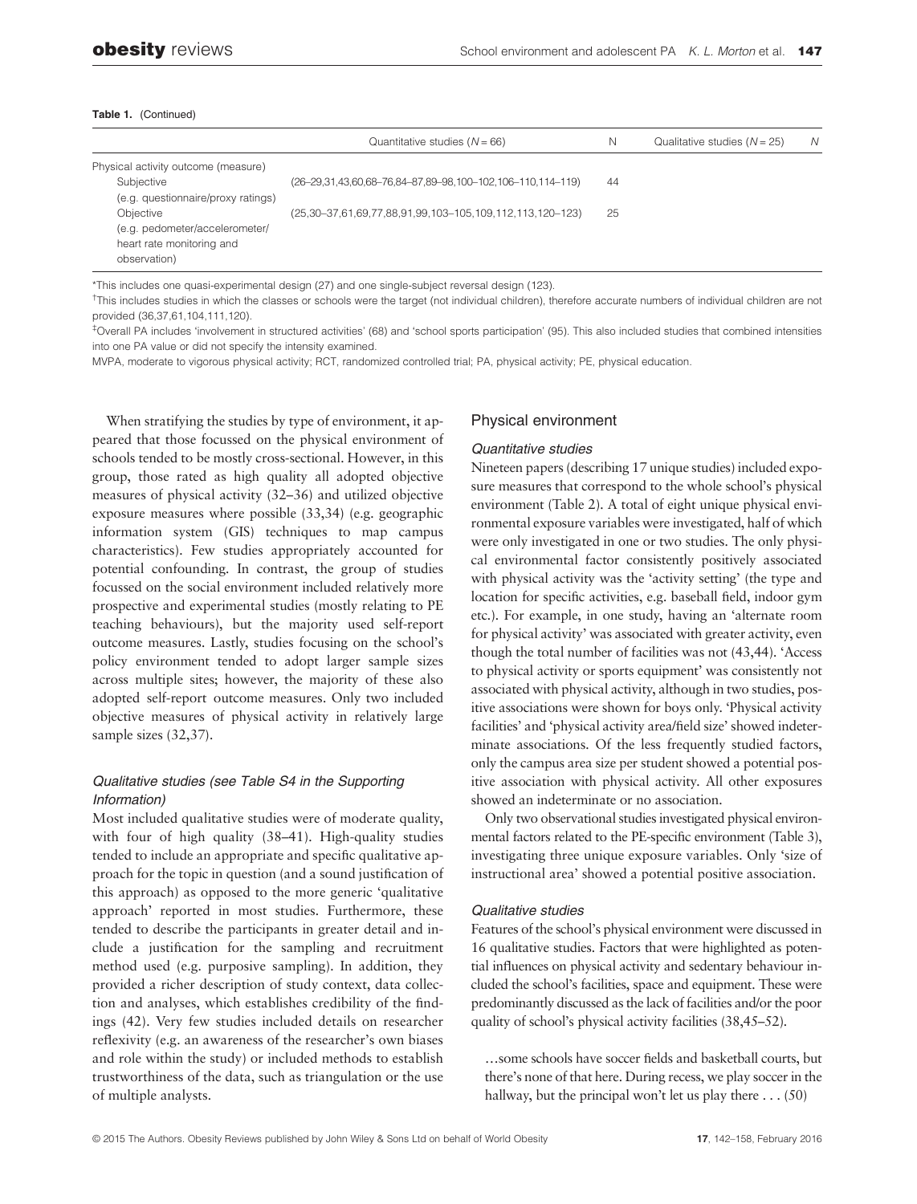**Table 1.** (Continued)

| | Quantitative studies (N = 66) | N | Qualitative studies (N = 25) | N |
|---|---|---|---|---|
| Physical activity outcome (measure) | | | | |
| Subjective (e.g. questionnaire/proxy ratings) | (26–29,31,43,60,68–76,84–87,89–98,100–102,106–110,114–119) | 44 | | |
| Objective (e.g. pedometer/accelerometer/ heart rate monitoring and observation) | (25,30–37,61,69,77,88,91,99,103–105,109,112,113,120–123) | 25 | | |

*This includes one quasi-experimental design (27) and one single-subject reversal design (123).

†This includes studies in which the classes or schools were the target (not individual children), therefore accurate numbers of individual children are not provided (36,37,61,104,111,120).

‡Overall PA includes 'involvement in structured activities' (68) and 'school sports participation' (95). This also included studies that combined intensities into one PA value or did not specify the intensity examined.

MVPA, moderate to vigorous physical activity; RCT, randomized controlled trial; PA, physical activity; PE, physical education.

When stratifying the studies by type of environment, it appeared that those focussed on the physical environment of schools tended to be mostly cross-sectional. However, in this group, those rated as high quality all adopted objective measures of physical activity (32–36) and utilized objective exposure measures where possible (33,34) (e.g. geographic information system (GIS) techniques to map campus characteristics). Few studies appropriately accounted for potential confounding. In contrast, the group of studies focussed on the social environment included relatively more prospective and experimental studies (mostly relating to PE teaching behaviours), but the majority used self-report outcome measures. Lastly, studies focusing on the school's policy environment tended to adopt larger sample sizes across multiple sites; however, the majority of these also adopted self-report outcome measures. Only two included objective measures of physical activity in relatively large sample sizes (32,37).

### *Qualitative studies (see Table S4 in the Supporting Information)*

Most included qualitative studies were of moderate quality, with four of high quality (38–41). High-quality studies tended to include an appropriate and specific qualitative approach for the topic in question (and a sound justification of this approach) as opposed to the more generic 'qualitative approach' reported in most studies. Furthermore, these tended to describe the participants in greater detail and include a justification for the sampling and recruitment method used (e.g. purposive sampling). In addition, they provided a richer description of study context, data collection and analyses, which establishes credibility of the findings (42). Very few studies included details on researcher reflexivity (e.g. an awareness of the researcher's own biases and role within the study) or included methods to establish trustworthiness of the data, such as triangulation or the use of multiple analysts.

## Physical environment

### *Quantitative studies*

Nineteen papers (describing 17 unique studies) included exposure measures that correspond to the whole school's physical environment (Table 2). A total of eight unique physical environmental exposure variables were investigated, half of which were only investigated in one or two studies. The only physical environmental factor consistently positively associated with physical activity was the 'activity setting' (the type and location for specific activities, e.g. baseball field, indoor gym etc.). For example, in one study, having an 'alternate room for physical activity' was associated with greater activity, even though the total number of facilities was not (43,44). 'Access to physical activity or sports equipment' was consistently not associated with physical activity, although in two studies, positive associations were shown for boys only. 'Physical activity facilities' and 'physical activity area/field size' showed indeterminate associations. Of the less frequently studied factors, only the campus area size per student showed a potential positive association with physical activity. All other exposures showed an indeterminate or no association.

Only two observational studies investigated physical environmental factors related to the PE-specific environment (Table 3), investigating three unique exposure variables. Only 'size of instructional area' showed a potential positive association.

### *Qualitative studies*

Features of the school's physical environment were discussed in 16 qualitative studies. Factors that were highlighted as potential influences on physical activity and sedentary behaviour included the school's facilities, space and equipment. These were predominantly discussed as the lack of facilities and/or the poor quality of school's physical activity facilities (38,45–52).

> …some schools have soccer fields and basketball courts, but there's none of that here. During recess, we play soccer in the hallway, but the principal won't let us play there . . . (50)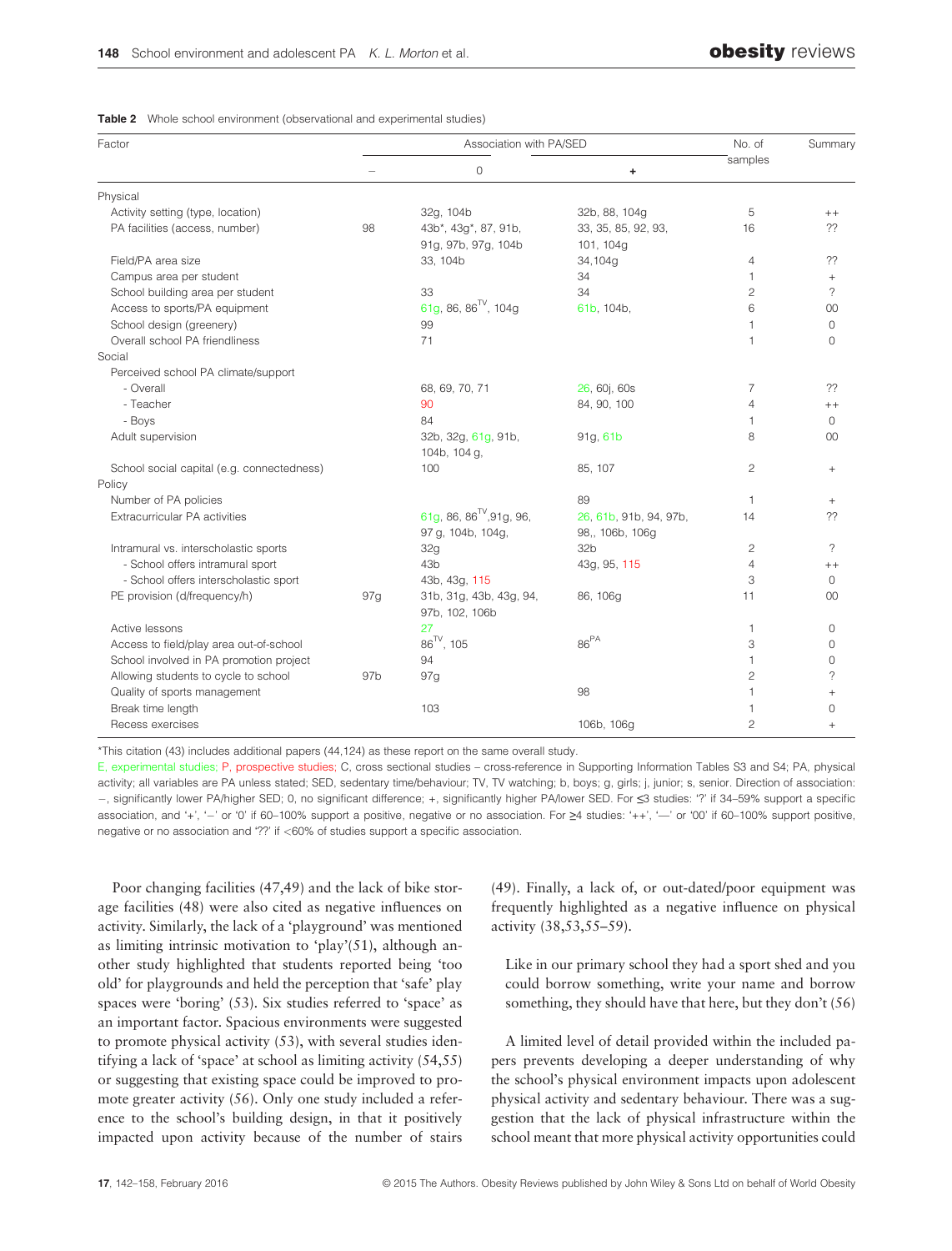**Table 2** Whole school environment (observational and experimental studies)

| Factor | Association with PA/SED | | | No. of samples | Summary |
|---|---|---|---|---|---|
| | – | 0 | + | | |
| Physical | | | | | |
| Activity setting (type, location) | | 32g, 104b | 32b, 88, 104g | 5 | ++ |
| PA facilities (access, number) | 98 | 43b*, 43g*, 87, 91b, 91g, 97b, 97g, 104b | 33, 35, 85, 92, 93, 101, 104g | 16 | ?? |
| Field/PA area size | | 33, 104b | 34,104g | 4 | ?? |
| Campus area per student | | | 34 | 1 | + |
| School building area per student | | 33 | 34 | 2 | ? |
| Access to sports/PA equipment | | 61g, 86, 86[TV], 104g | 61b, 104b, | 6 | 00 |
| School design (greenery) | | 99 | | 1 | 0 |
| Overall school PA friendliness | | 71 | | 1 | 0 |
| Social | | | | | |
| Perceived school PA climate/support | | | | | |
| - Overall | | 68, 69, 70, 71 | 26, 60j, 60s | 7 | ?? |
| - Teacher | | 90 | 84, 90, 100 | 4 | ++ |
| - Boys | | 84 | | 1 | 0 |
| Adult supervision | | 32b, 32g, 61g, 91b, 104b, 104 g, | 91g, 61b | 8 | 00 |
| School social capital (e.g. connectedness) | | 100 | 85, 107 | 2 | + |
| Policy | | | | | |
| Number of PA policies | | | 89 | 1 | + |
| Extracurricular PA activities | | 61g, 86, 86[TV],91g, 96, 97 g, 104b, 104g, | 26, 61b, 91b, 94, 97b, 98,, 106b, 106g | 14 | ?? |
| Intramural vs. interscholastic sports | | 32g | 32b | 2 | ? |
| - School offers intramural sport | | 43b | 43g, 95, 115 | 4 | ++ |
| - School offers interscholastic sport | | 43b, 43g, 115 | | 3 | 0 |
| PE provision (d/frequency/h) | 97g | 31b, 31g, 43b, 43g, 94, 97b, 102, 106b | 86, 106g | 11 | 00 |
| Active lessons | | 27 | | 1 | 0 |
| Access to field/play area out-of-school | | 86[TV], 105 | 86[PA] | 3 | 0 |
| School involved in PA promotion project | | 94 | | 1 | 0 |
| Allowing students to cycle to school | 97b | 97g | | 2 | ? |
| Quality of sports management | | | 98 | 1 | + |
| Break time length | | 103 | | 1 | 0 |
| Recess exercises | | | 106b, 106g | 2 | + |

*This citation (43) includes additional papers (44,124) as these report on the same overall study.

E, experimental studies; P, prospective studies; C, cross sectional studies – cross-reference in Supporting Information Tables S3 and S4; PA, physical activity; all variables are PA unless stated; SED, sedentary time/behaviour; TV, TV watching; b, boys; g, girls; j, junior; s, senior. Direction of association: –, significantly lower PA/higher SED; 0, no significant difference; +, significantly higher PA/lower SED. For ≤3 studies: '?' if 34–59% support a specific association, and '+', '–' or '0' if 60–100% support a positive, negative or no association. For ≥4 studies: '++', '—' or '00' if 60–100% support positive, negative or no association and '??' if <60% of studies support a specific association.

Poor changing facilities (47,49) and the lack of bike storage facilities (48) were also cited as negative influences on activity. Similarly, the lack of a 'playground' was mentioned as limiting intrinsic motivation to 'play'(51), although another study highlighted that students reported being 'too old' for playgrounds and held the perception that 'safe' play spaces were 'boring' (53). Six studies referred to 'space' as an important factor. Spacious environments were suggested to promote physical activity (53), with several studies identifying a lack of 'space' at school as limiting activity (54,55) or suggesting that existing space could be improved to promote greater activity (56). Only one study included a reference to the school's building design, in that it positively impacted upon activity because of the number of stairs (49). Finally, a lack of, or out-dated/poor equipment was frequently highlighted as a negative influence on physical activity (38,53,55–59).

> Like in our primary school they had a sport shed and you could borrow something, write your name and borrow something, they should have that here, but they don't (56)

A limited level of detail provided within the included papers prevents developing a deeper understanding of why the school's physical environment impacts upon adolescent physical activity and sedentary behaviour. There was a suggestion that the lack of physical infrastructure within the school meant that more physical activity opportunities could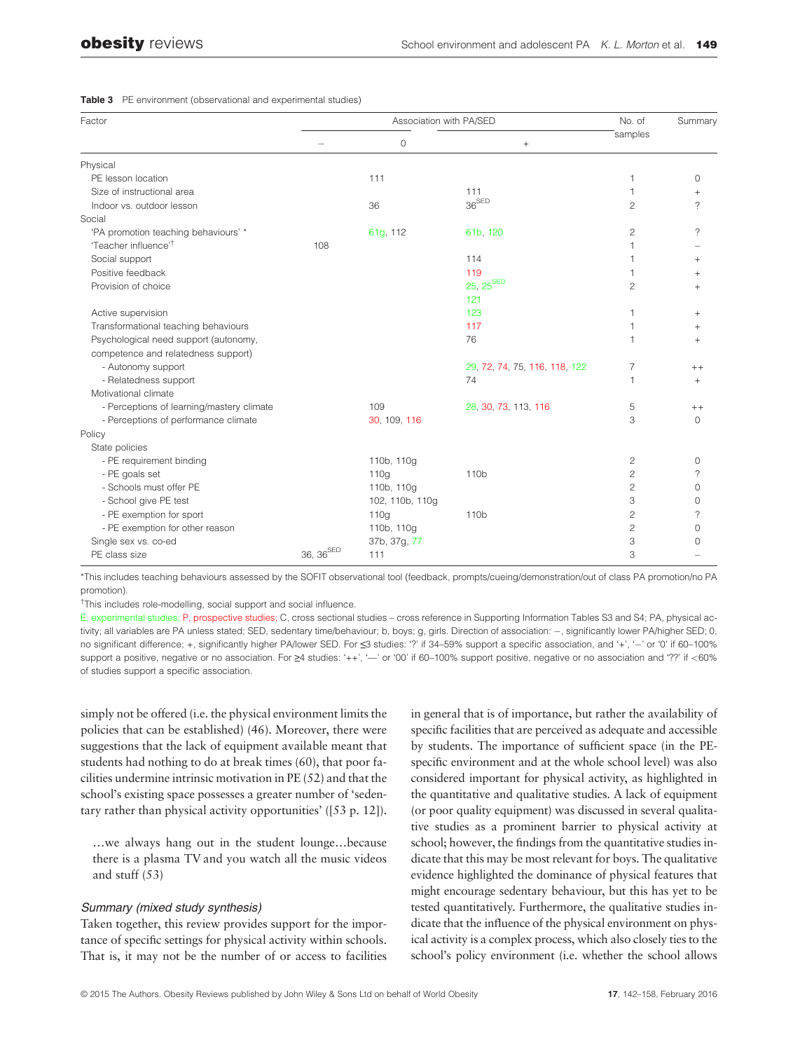**Table 3** PE environment (observational and experimental studies)

| Factor | Association with PA/SED | | | No. of samples | Summary |
|---|---|---|---|---|---|
| | – | 0 | + | | |
| Physical | | | | | |
| PE lesson location | | 111 | | 1 | 0 |
| Size of instructional area | | | 111 | 1 | + |
| Indoor vs. outdoor lesson | | 36 | 36[SED] | 2 | ? |
| Social | | | | | |
| 'PA promotion teaching behaviours' * | | 61g, 112 | 61b, 120 | 2 | ? |
| 'Teacher influence'† | 108 | | | 1 | – |
| Social support | | | 114 | 1 | + |
| Positive feedback | | | 119 | 1 | + |
| Provision of choice | | | 25, 25[SED] 121 | 2 | + |
| Active supervision | | | 123 | 1 | + |
| Transformational teaching behaviours | | | 117 | 1 | + |
| Psychological need support (autonomy, competence and relatedness support) | | | 76 | 1 | + |
| - Autonomy support | | | 29, 72, 74, 75, 116, 118, 122 | 7 | ++ |
| - Relatedness support | | | 74 | 1 | + |
| Motivational climate | | | | | |
| - Perceptions of learning/mastery climate | | 109 | 28, 30, 73, 113, 116 | 5 | ++ |
| - Perceptions of performance climate | | 30, 109, 116 | | 3 | 0 |
| Policy | | | | | |
| State policies | | | | | |
| - PE requirement binding | | 110b, 110g | | 2 | 0 |
| - PE goals set | | 110g | 110b | 2 | ? |
| - Schools must offer PE | | 110b, 110g | | 2 | 0 |
| - School give PE test | | 102, 110b, 110g | | 3 | 0 |
| - PE exemption for sport | | 110g | 110b | 2 | ? |
| - PE exemption for other reason | | 110b, 110g | | 2 | 0 |
| Single sex vs. co-ed | | 37b, 37g, 77 | | 3 | 0 |
| PE class size | 36, 36[SED] | 111 | | 3 | – |

*This includes teaching behaviours assessed by the SOFIT observational tool (feedback, prompts/cueing/demonstration/out of class PA promotion/no PA promotion).

†This includes role-modelling, social support and social influence.

E, experimental studies; P, prospective studies; C, cross sectional studies – cross reference in Supporting Information Tables S3 and S4; PA, physical activity; all variables are PA unless stated; SED, sedentary time/behaviour; b, boys; g, girls. Direction of association: –, significantly lower PA/higher SED; 0, no significant difference; +, significantly higher PA/lower SED. For ≤3 studies: '?' if 34–59% support a specific association, and '+', '–' or '0' if 60–100% support a positive, negative or no association. For ≥4 studies: '++', '—' or '00' if 60–100% support positive, negative or no association and '??' if <60% of studies support a specific association.

simply not be offered (i.e. the physical environment limits the policies that can be established) (46). Moreover, there were suggestions that the lack of equipment available meant that students had nothing to do at break times (60), that poor facilities undermine intrinsic motivation in PE (52) and that the school's existing space possesses a greater number of 'sedentary rather than physical activity opportunities' ([53 p. 12]).

> …we always hang out in the student lounge…because there is a plasma TV and you watch all the music videos and stuff (53)

### *Summary (mixed study synthesis)*

Taken together, this review provides support for the importance of specific settings for physical activity within schools. That is, it may not be the number of or access to facilities in general that is of importance, but rather the availability of specific facilities that are perceived as adequate and accessible by students. The importance of sufficient space (in the PE-specific environment and at the whole school level) was also considered important for physical activity, as highlighted in the quantitative and qualitative studies. A lack of equipment (or poor quality equipment) was discussed in several qualitative studies as a prominent barrier to physical activity at school; however, the findings from the quantitative studies indicate that this may be most relevant for boys. The qualitative evidence highlighted the dominance of physical features that might encourage sedentary behaviour, but this has yet to be tested quantitatively. Furthermore, the qualitative studies indicate that the influence of the physical environment on physical activity is a complex process, which also closely ties to the school's policy environment (i.e. whether the school allows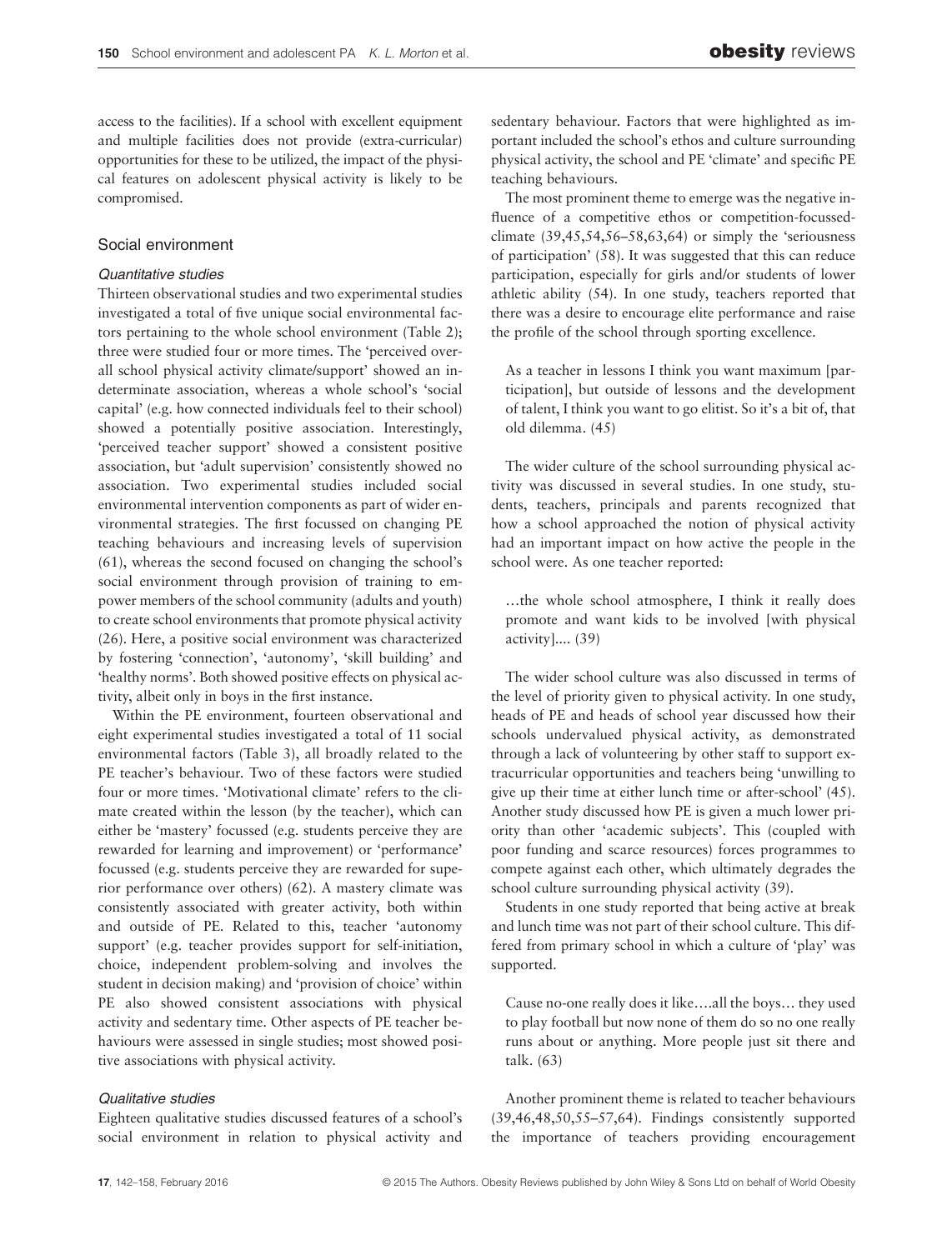access to the facilities). If a school with excellent equipment and multiple facilities does not provide (extra-curricular) opportunities for these to be utilized, the impact of the physical features on adolescent physical activity is likely to be compromised.

### Social environment

#### *Quantitative studies*

Thirteen observational studies and two experimental studies investigated a total of five unique social environmental factors pertaining to the whole school environment (Table 2); three were studied four or more times. The 'perceived overall school physical activity climate/support' showed an indeterminate association, whereas a whole school's 'social capital' (e.g. how connected individuals feel to their school) showed a potentially positive association. Interestingly, 'perceived teacher support' showed a consistent positive association, but 'adult supervision' consistently showed no association. Two experimental studies included social environmental intervention components as part of wider environmental strategies. The first focussed on changing PE teaching behaviours and increasing levels of supervision (61), whereas the second focused on changing the school's social environment through provision of training to empower members of the school community (adults and youth) to create school environments that promote physical activity (26). Here, a positive social environment was characterized by fostering 'connection', 'autonomy', 'skill building' and 'healthy norms'. Both showed positive effects on physical activity, albeit only in boys in the first instance.

Within the PE environment, fourteen observational and eight experimental studies investigated a total of 11 social environmental factors (Table 3), all broadly related to the PE teacher's behaviour. Two of these factors were studied four or more times. 'Motivational climate' refers to the climate created within the lesson (by the teacher), which can either be 'mastery' focussed (e.g. students perceive they are rewarded for learning and improvement) or 'performance' focussed (e.g. students perceive they are rewarded for superior performance over others) (62). A mastery climate was consistently associated with greater activity, both within and outside of PE. Related to this, teacher 'autonomy support' (e.g. teacher provides support for self-initiation, choice, independent problem-solving and involves the student in decision making) and 'provision of choice' within PE also showed consistent associations with physical activity and sedentary time. Other aspects of PE teacher behaviours were assessed in single studies; most showed positive associations with physical activity.

#### *Qualitative studies*

Eighteen qualitative studies discussed features of a school's social environment in relation to physical activity and sedentary behaviour. Factors that were highlighted as important included the school's ethos and culture surrounding physical activity, the school and PE 'climate' and specific PE teaching behaviours.

The most prominent theme to emerge was the negative influence of a competitive ethos or competition-focussed-climate (39,45,54,56–58,63,64) or simply the 'seriousness of participation' (58). It was suggested that this can reduce participation, especially for girls and/or students of lower athletic ability (54). In one study, teachers reported that there was a desire to encourage elite performance and raise the profile of the school through sporting excellence.

> As a teacher in lessons I think you want maximum [participation], but outside of lessons and the development of talent, I think you want to go elitist. So it's a bit of, that old dilemma. (45)

The wider culture of the school surrounding physical activity was discussed in several studies. In one study, students, teachers, principals and parents recognized that how a school approached the notion of physical activity had an important impact on how active the people in the school were. As one teacher reported:

> …the whole school atmosphere, I think it really does promote and want kids to be involved [with physical activity]…. (39)

The wider school culture was also discussed in terms of the level of priority given to physical activity. In one study, heads of PE and heads of school year discussed how their schools undervalued physical activity, as demonstrated through a lack of volunteering by other staff to support extracurricular opportunities and teachers being 'unwilling to give up their time at either lunch time or after-school' (45). Another study discussed how PE is given a much lower priority than other 'academic subjects'. This (coupled with poor funding and scarce resources) forces programmes to compete against each other, which ultimately degrades the school culture surrounding physical activity (39).

Students in one study reported that being active at break and lunch time was not part of their school culture. This differed from primary school in which a culture of 'play' was supported.

> Cause no-one really does it like….all the boys… they used to play football but now none of them do so no one really runs about or anything. More people just sit there and talk. (63)

Another prominent theme is related to teacher behaviours (39,46,48,50,55–57,64). Findings consistently supported the importance of teachers providing encouragement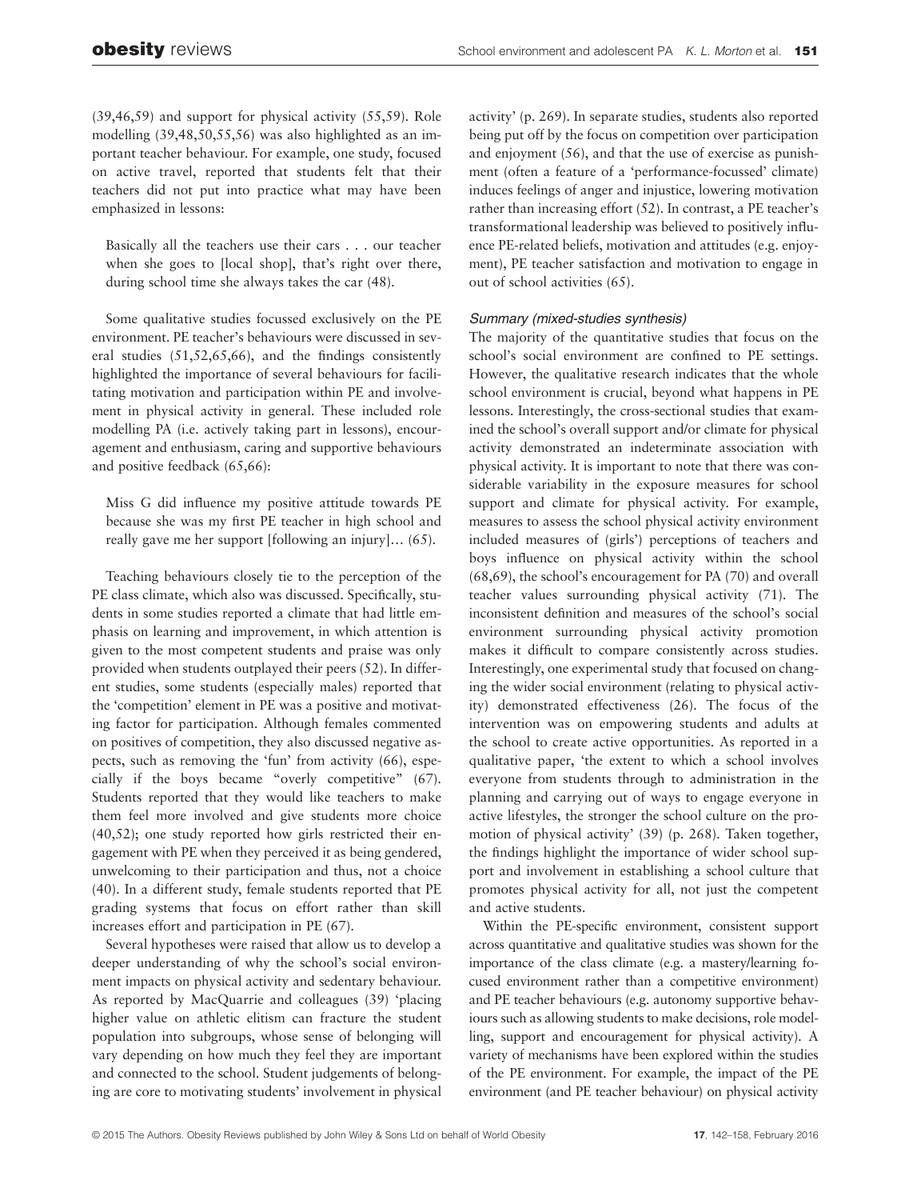(39,46,59) and support for physical activity (55,59). Role modelling (39,48,50,55,56) was also highlighted as an important teacher behaviour. For example, one study, focused on active travel, reported that students felt that their teachers did not put into practice what may have been emphasized in lessons:

> Basically all the teachers use their cars . . . our teacher when she goes to [local shop], that's right over there, during school time she always takes the car (48).

Some qualitative studies focussed exclusively on the PE environment. PE teacher's behaviours were discussed in several studies (51,52,65,66), and the findings consistently highlighted the importance of several behaviours for facilitating motivation and participation within PE and involvement in physical activity in general. These included role modelling PA (i.e. actively taking part in lessons), encouragement and enthusiasm, caring and supportive behaviours and positive feedback (65,66):

> Miss G did influence my positive attitude towards PE because she was my first PE teacher in high school and really gave me her support [following an injury]… (65).

Teaching behaviours closely tie to the perception of the PE class climate, which also was discussed. Specifically, students in some studies reported a climate that had little emphasis on learning and improvement, in which attention is given to the most competent students and praise was only provided when students outplayed their peers (52). In different studies, some students (especially males) reported that the 'competition' element in PE was a positive and motivating factor for participation. Although females commented on positives of competition, they also discussed negative aspects, such as removing the 'fun' from activity (66), especially if the boys became "overly competitive" (67). Students reported that they would like teachers to make them feel more involved and give students more choice (40,52); one study reported how girls restricted their engagement with PE when they perceived it as being gendered, unwelcoming to their participation and thus, not a choice (40). In a different study, female students reported that PE grading systems that focus on effort rather than skill increases effort and participation in PE (67).

Several hypotheses were raised that allow us to develop a deeper understanding of why the school's social environment impacts on physical activity and sedentary behaviour. As reported by MacQuarrie and colleagues (39) 'placing higher value on athletic elitism can fracture the student population into subgroups, whose sense of belonging will vary depending on how much they feel they are important and connected to the school. Student judgements of belonging are core to motivating students' involvement in physical activity' (p. 269). In separate studies, students also reported being put off by the focus on competition over participation and enjoyment (56), and that the use of exercise as punishment (often a feature of a 'performance-focussed' climate) induces feelings of anger and injustice, lowering motivation rather than increasing effort (52). In contrast, a PE teacher's transformational leadership was believed to positively influence PE-related beliefs, motivation and attitudes (e.g. enjoyment), PE teacher satisfaction and motivation to engage in out of school activities (65).

#### *Summary (mixed-studies synthesis)*

The majority of the quantitative studies that focus on the school's social environment are confined to PE settings. However, the qualitative research indicates that the whole school environment is crucial, beyond what happens in PE lessons. Interestingly, the cross-sectional studies that examined the school's overall support and/or climate for physical activity demonstrated an indeterminate association with physical activity. It is important to note that there was considerable variability in the exposure measures for school support and climate for physical activity. For example, measures to assess the school physical activity environment included measures of (girls') perceptions of teachers and boys influence on physical activity within the school (68,69), the school's encouragement for PA (70) and overall teacher values surrounding physical activity (71). The inconsistent definition and measures of the school's social environment surrounding physical activity promotion makes it difficult to compare consistently across studies. Interestingly, one experimental study that focused on changing the wider social environment (relating to physical activity) demonstrated effectiveness (26). The focus of the intervention was on empowering students and adults at the school to create active opportunities. As reported in a qualitative paper, 'the extent to which a school involves everyone from students through to administration in the planning and carrying out of ways to engage everyone in active lifestyles, the stronger the school culture on the promotion of physical activity' (39) (p. 268). Taken together, the findings highlight the importance of wider school support and involvement in establishing a school culture that promotes physical activity for all, not just the competent and active students.

Within the PE-specific environment, consistent support across quantitative and qualitative studies was shown for the importance of the class climate (e.g. a mastery/learning focused environment rather than a competitive environment) and PE teacher behaviours (e.g. autonomy supportive behaviours such as allowing students to make decisions, role modelling, support and encouragement for physical activity). A variety of mechanisms have been explored within the studies of the PE environment. For example, the impact of the PE environment (and PE teacher behaviour) on physical activity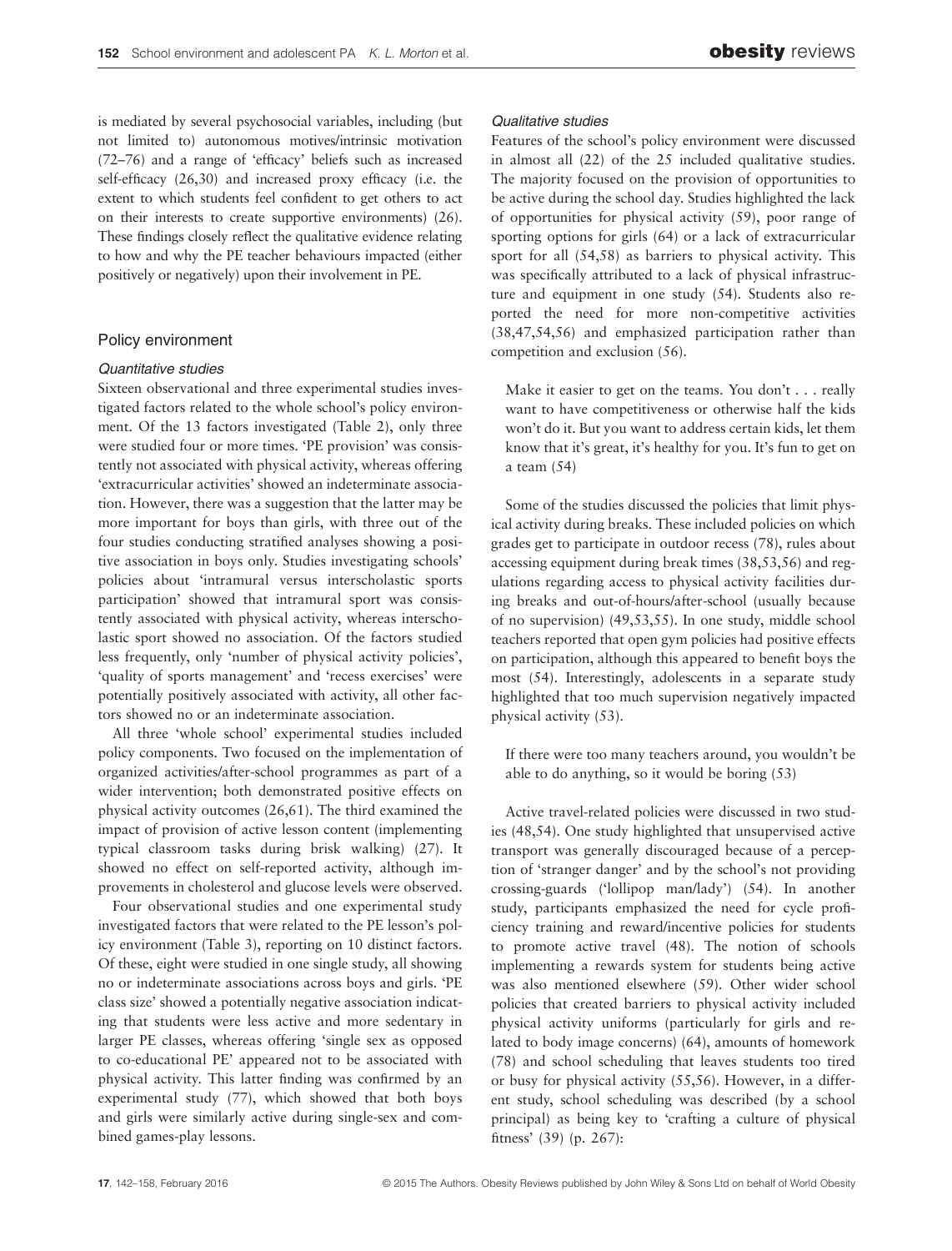is mediated by several psychosocial variables, including (but not limited to) autonomous motives/intrinsic motivation (72–76) and a range of 'efficacy' beliefs such as increased self-efficacy (26,30) and increased proxy efficacy (i.e. the extent to which students feel confident to get others to act on their interests to create supportive environments) (26). These findings closely reflect the qualitative evidence relating to how and why the PE teacher behaviours impacted (either positively or negatively) upon their involvement in PE.

## Policy environment

### Quantitative studies

Sixteen observational and three experimental studies investigated factors related to the whole school's policy environment. Of the 13 factors investigated (Table 2), only three were studied four or more times. 'PE provision' was consistently not associated with physical activity, whereas offering 'extracurricular activities' showed an indeterminate association. However, there was a suggestion that the latter may be more important for boys than girls, with three out of the four studies conducting stratified analyses showing a positive association in boys only. Studies investigating schools' policies about 'intramural versus interscholastic sports participation' showed that intramural sport was consistently associated with physical activity, whereas interscholastic sport showed no association. Of the factors studied less frequently, only 'number of physical activity policies', 'quality of sports management' and 'recess exercises' were potentially positively associated with activity, all other factors showed no or an indeterminate association.

All three 'whole school' experimental studies included policy components. Two focused on the implementation of organized activities/after-school programmes as part of a wider intervention; both demonstrated positive effects on physical activity outcomes (26,61). The third examined the impact of provision of active lesson content (implementing typical classroom tasks during brisk walking) (27). It showed no effect on self-reported activity, although improvements in cholesterol and glucose levels were observed.

Four observational studies and one experimental study investigated factors that were related to the PE lesson's policy environment (Table 3), reporting on 10 distinct factors. Of these, eight were studied in one single study, all showing no or indeterminate associations across boys and girls. 'PE class size' showed a potentially negative association indicating that students were less active and more sedentary in larger PE classes, whereas offering 'single sex as opposed to co-educational PE' appeared not to be associated with physical activity. This latter finding was confirmed by an experimental study (77), which showed that both boys and girls were similarly active during single-sex and combined games-play lessons.

### Qualitative studies

Features of the school's policy environment were discussed in almost all (22) of the 25 included qualitative studies. The majority focused on the provision of opportunities to be active during the school day. Studies highlighted the lack of opportunities for physical activity (59), poor range of sporting options for girls (64) or a lack of extracurricular sport for all (54,58) as barriers to physical activity. This was specifically attributed to a lack of physical infrastructure and equipment in one study (54). Students also reported the need for more non-competitive activities (38,47,54,56) and emphasized participation rather than competition and exclusion (56).

> Make it easier to get on the teams. You don't . . . really want to have competitiveness or otherwise half the kids won't do it. But you want to address certain kids, let them know that it's great, it's healthy for you. It's fun to get on a team (54)

Some of the studies discussed the policies that limit physical activity during breaks. These included policies on which grades get to participate in outdoor recess (78), rules about accessing equipment during break times (38,53,56) and regulations regarding access to physical activity facilities during breaks and out-of-hours/after-school (usually because of no supervision) (49,53,55). In one study, middle school teachers reported that open gym policies had positive effects on participation, although this appeared to benefit boys the most (54). Interestingly, adolescents in a separate study highlighted that too much supervision negatively impacted physical activity (53).

> If there were too many teachers around, you wouldn't be able to do anything, so it would be boring (53)

Active travel-related policies were discussed in two studies (48,54). One study highlighted that unsupervised active transport was generally discouraged because of a perception of 'stranger danger' and by the school's not providing crossing-guards ('lollipop man/lady') (54). In another study, participants emphasized the need for cycle proficiency training and reward/incentive policies for students to promote active travel (48). The notion of schools implementing a rewards system for students being active was also mentioned elsewhere (59). Other wider school policies that created barriers to physical activity included physical activity uniforms (particularly for girls and related to body image concerns) (64), amounts of homework (78) and school scheduling that leaves students too tired or busy for physical activity (55,56). However, in a different study, school scheduling was described (by a school principal) as being key to 'crafting a culture of physical fitness' (39) (p. 267):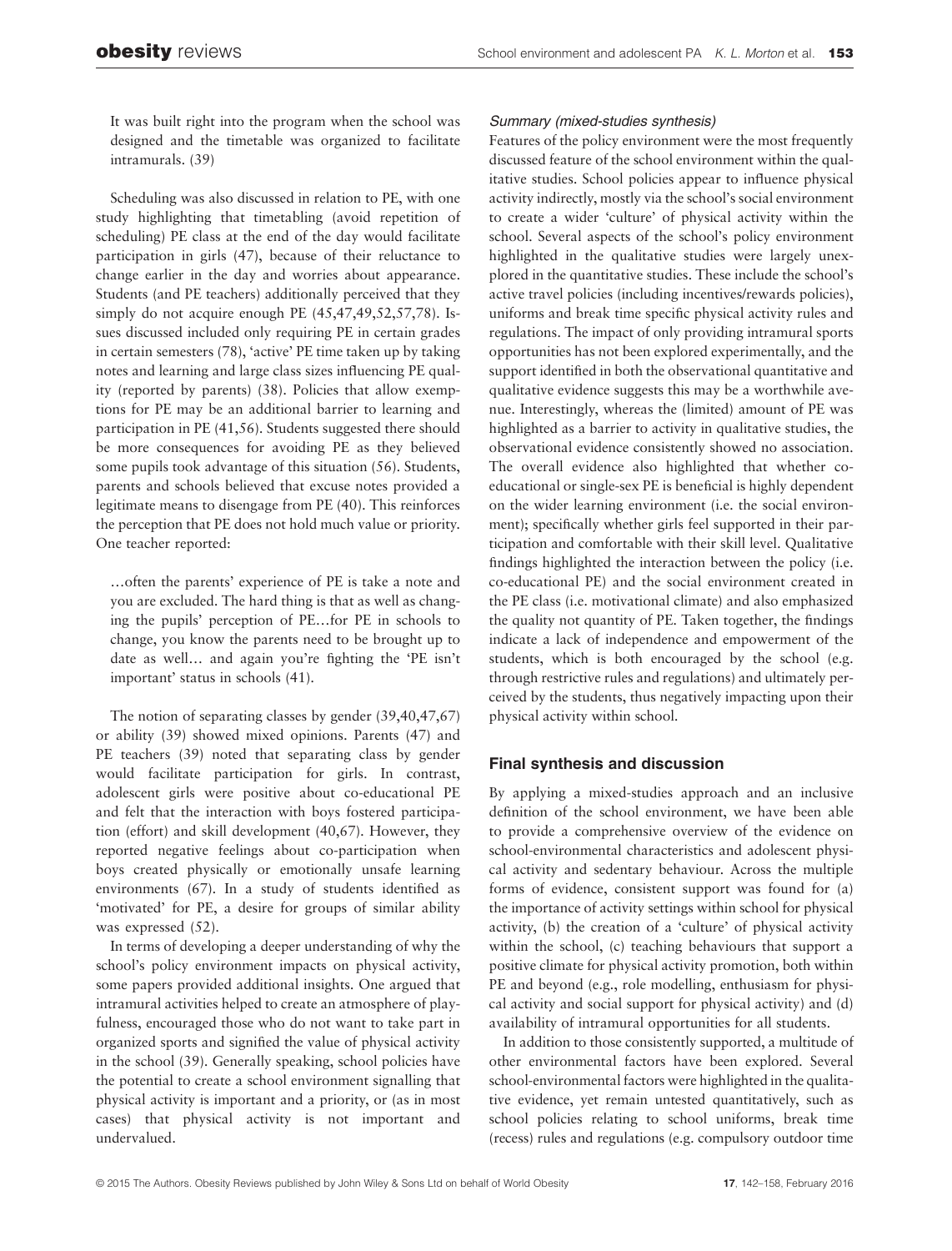It was built right into the program when the school was designed and the timetable was organized to facilitate intramurals. (39)

Scheduling was also discussed in relation to PE, with one study highlighting that timetabling (avoid repetition of scheduling) PE class at the end of the day would facilitate participation in girls (47), because of their reluctance to change earlier in the day and worries about appearance. Students (and PE teachers) additionally perceived that they simply do not acquire enough PE (45,47,49,52,57,78). Issues discussed included only requiring PE in certain grades in certain semesters (78), 'active' PE time taken up by taking notes and learning and large class sizes influencing PE quality (reported by parents) (38). Policies that allow exemptions for PE may be an additional barrier to learning and participation in PE (41,56). Students suggested there should be more consequences for avoiding PE as they believed some pupils took advantage of this situation (56). Students, parents and schools believed that excuse notes provided a legitimate means to disengage from PE (40). This reinforces the perception that PE does not hold much value or priority. One teacher reported:

…often the parents' experience of PE is take a note and you are excluded. The hard thing is that as well as changing the pupils' perception of PE…for PE in schools to change, you know the parents need to be brought up to date as well… and again you're fighting the 'PE isn't important' status in schools (41).

The notion of separating classes by gender (39,40,47,67) or ability (39) showed mixed opinions. Parents (47) and PE teachers (39) noted that separating class by gender would facilitate participation for girls. In contrast, adolescent girls were positive about co-educational PE and felt that the interaction with boys fostered participation (effort) and skill development (40,67). However, they reported negative feelings about co-participation when boys created physically or emotionally unsafe learning environments (67). In a study of students identified as 'motivated' for PE, a desire for groups of similar ability was expressed (52).

In terms of developing a deeper understanding of why the school's policy environment impacts on physical activity, some papers provided additional insights. One argued that intramural activities helped to create an atmosphere of playfulness, encouraged those who do not want to take part in organized sports and signified the value of physical activity in the school (39). Generally speaking, school policies have the potential to create a school environment signalling that physical activity is important and a priority, or (as in most cases) that physical activity is not important and undervalued.

#### *Summary (mixed-studies synthesis)*

Features of the policy environment were the most frequently discussed feature of the school environment within the qualitative studies. School policies appear to influence physical activity indirectly, mostly via the school's social environment to create a wider 'culture' of physical activity within the school. Several aspects of the school's policy environment highlighted in the qualitative studies were largely unexplored in the quantitative studies. These include the school's active travel policies (including incentives/rewards policies), uniforms and break time specific physical activity rules and regulations. The impact of only providing intramural sports opportunities has not been explored experimentally, and the support identified in both the observational quantitative and qualitative evidence suggests this may be a worthwhile avenue. Interestingly, whereas the (limited) amount of PE was highlighted as a barrier to activity in qualitative studies, the observational evidence consistently showed no association. The overall evidence also highlighted that whether co-educational or single-sex PE is beneficial is highly dependent on the wider learning environment (i.e. the social environment); specifically whether girls feel supported in their participation and comfortable with their skill level. Qualitative findings highlighted the interaction between the policy (i.e. co-educational PE) and the social environment created in the PE class (i.e. motivational climate) and also emphasized the quality not quantity of PE. Taken together, the findings indicate a lack of independence and empowerment of the students, which is both encouraged by the school (e.g. through restrictive rules and regulations) and ultimately perceived by the students, thus negatively impacting upon their physical activity within school.

### Final synthesis and discussion

By applying a mixed-studies approach and an inclusive definition of the school environment, we have been able to provide a comprehensive overview of the evidence on school-environmental characteristics and adolescent physical activity and sedentary behaviour. Across the multiple forms of evidence, consistent support was found for (a) the importance of activity settings within school for physical activity, (b) the creation of a 'culture' of physical activity within the school, (c) teaching behaviours that support a positive climate for physical activity promotion, both within PE and beyond (e.g., role modelling, enthusiasm for physical activity and social support for physical activity) and (d) availability of intramural opportunities for all students.

In addition to those consistently supported, a multitude of other environmental factors have been explored. Several school-environmental factors were highlighted in the qualitative evidence, yet remain untested quantitatively, such as school policies relating to school uniforms, break time (recess) rules and regulations (e.g. compulsory outdoor time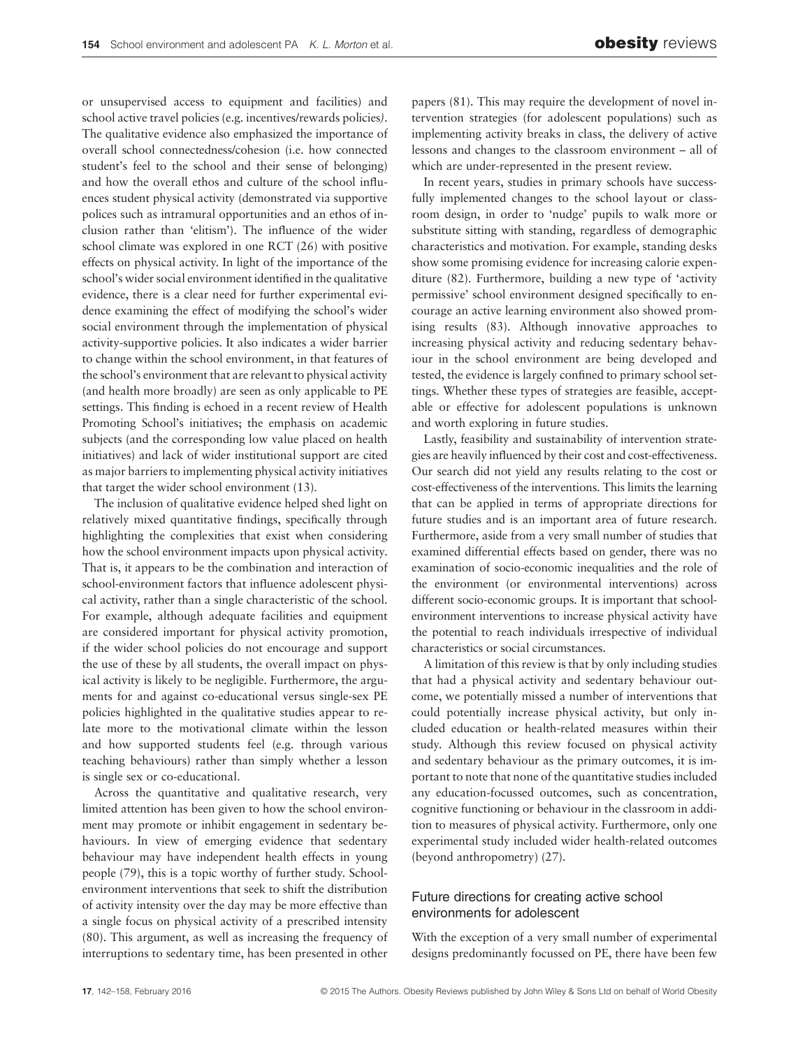or unsupervised access to equipment and facilities) and school active travel policies (e.g. incentives/rewards policies). The qualitative evidence also emphasized the importance of overall school connectedness/cohesion (i.e. how connected student's feel to the school and their sense of belonging) and how the overall ethos and culture of the school influences student physical activity (demonstrated via supportive polices such as intramural opportunities and an ethos of inclusion rather than 'elitism'). The influence of the wider school climate was explored in one RCT (26) with positive effects on physical activity. In light of the importance of the school's wider social environment identified in the qualitative evidence, there is a clear need for further experimental evidence examining the effect of modifying the school's wider social environment through the implementation of physical activity-supportive policies. It also indicates a wider barrier to change within the school environment, in that features of the school's environment that are relevant to physical activity (and health more broadly) are seen as only applicable to PE settings. This finding is echoed in a recent review of Health Promoting School's initiatives; the emphasis on academic subjects (and the corresponding low value placed on health initiatives) and lack of wider institutional support are cited as major barriers to implementing physical activity initiatives that target the wider school environment (13).

The inclusion of qualitative evidence helped shed light on relatively mixed quantitative findings, specifically through highlighting the complexities that exist when considering how the school environment impacts upon physical activity. That is, it appears to be the combination and interaction of school-environment factors that influence adolescent physical activity, rather than a single characteristic of the school. For example, although adequate facilities and equipment are considered important for physical activity promotion, if the wider school policies do not encourage and support the use of these by all students, the overall impact on physical activity is likely to be negligible. Furthermore, the arguments for and against co-educational versus single-sex PE policies highlighted in the qualitative studies appear to relate more to the motivational climate within the lesson and how supported students feel (e.g. through various teaching behaviours) rather than simply whether a lesson is single sex or co-educational.

Across the quantitative and qualitative research, very limited attention has been given to how the school environment may promote or inhibit engagement in sedentary behaviours. In view of emerging evidence that sedentary behaviour may have independent health effects in young people (79), this is a topic worthy of further study. School-environment interventions that seek to shift the distribution of activity intensity over the day may be more effective than a single focus on physical activity of a prescribed intensity (80). This argument, as well as increasing the frequency of interruptions to sedentary time, has been presented in other papers (81). This may require the development of novel intervention strategies (for adolescent populations) such as implementing activity breaks in class, the delivery of active lessons and changes to the classroom environment – all of which are under-represented in the present review.

In recent years, studies in primary schools have successfully implemented changes to the school layout or classroom design, in order to 'nudge' pupils to walk more or substitute sitting with standing, regardless of demographic characteristics and motivation. For example, standing desks show some promising evidence for increasing calorie expenditure (82). Furthermore, building a new type of 'activity permissive' school environment designed specifically to encourage an active learning environment also showed promising results (83). Although innovative approaches to increasing physical activity and reducing sedentary behaviour in the school environment are being developed and tested, the evidence is largely confined to primary school settings. Whether these types of strategies are feasible, acceptable or effective for adolescent populations is unknown and worth exploring in future studies.

Lastly, feasibility and sustainability of intervention strategies are heavily influenced by their cost and cost-effectiveness. Our search did not yield any results relating to the cost or cost-effectiveness of the interventions. This limits the learning that can be applied in terms of appropriate directions for future studies and is an important area of future research. Furthermore, aside from a very small number of studies that examined differential effects based on gender, there was no examination of socio-economic inequalities and the role of the environment (or environmental interventions) across different socio-economic groups. It is important that school-environment interventions to increase physical activity have the potential to reach individuals irrespective of individual characteristics or social circumstances.

A limitation of this review is that by only including studies that had a physical activity and sedentary behaviour outcome, we potentially missed a number of interventions that could potentially increase physical activity, but only included education or health-related measures within their study. Although this review focused on physical activity and sedentary behaviour as the primary outcomes, it is important to note that none of the quantitative studies included any education-focussed outcomes, such as concentration, cognitive functioning or behaviour in the classroom in addition to measures of physical activity. Furthermore, only one experimental study included wider health-related outcomes (beyond anthropometry) (27).

## Future directions for creating active school environments for adolescent

With the exception of a very small number of experimental designs predominantly focussed on PE, there have been few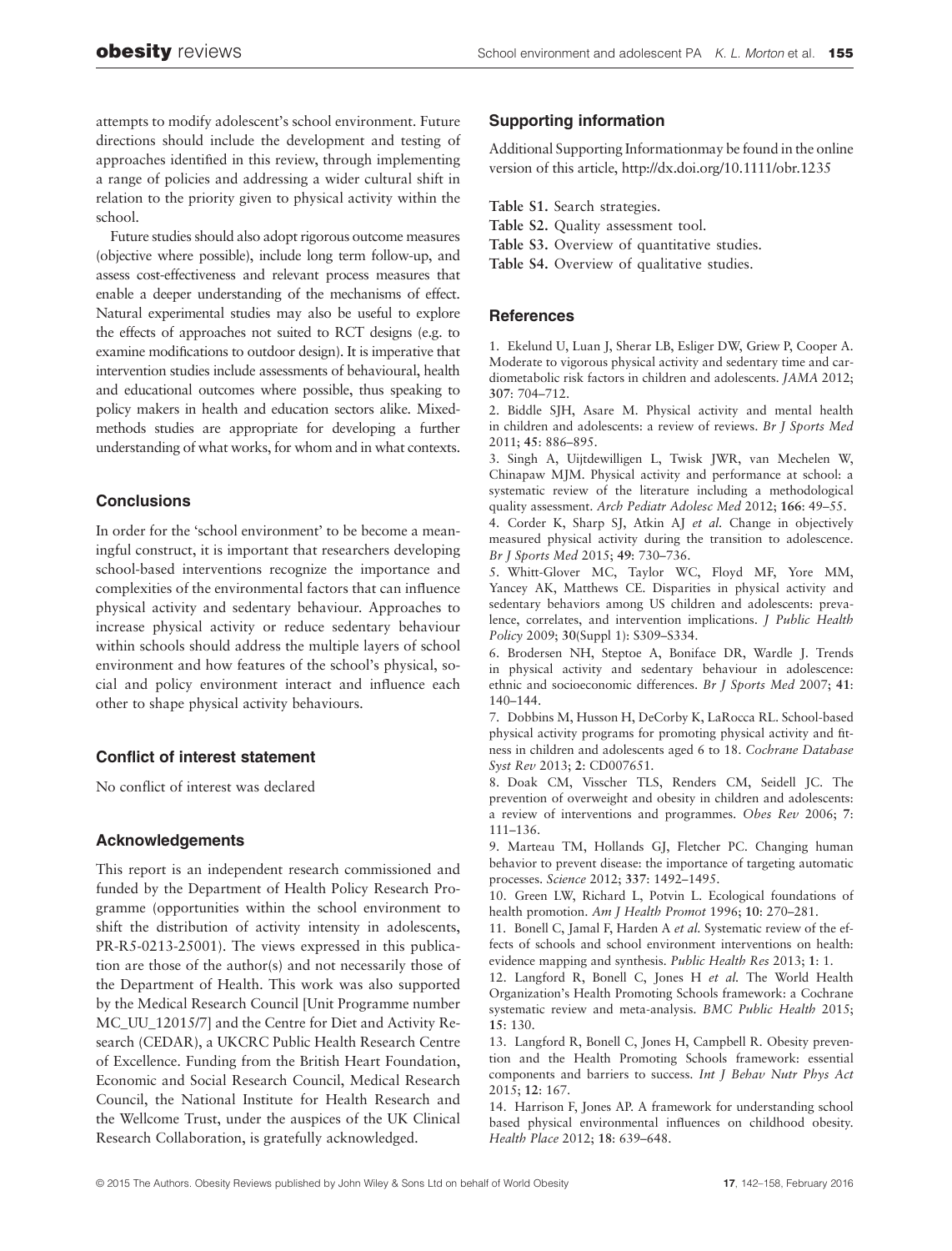attempts to modify adolescent's school environment. Future directions should include the development and testing of approaches identified in this review, through implementing a range of policies and addressing a wider cultural shift in relation to the priority given to physical activity within the school.

Future studies should also adopt rigorous outcome measures (objective where possible), include long term follow-up, and assess cost-effectiveness and relevant process measures that enable a deeper understanding of the mechanisms of effect. Natural experimental studies may also be useful to explore the effects of approaches not suited to RCT designs (e.g. to examine modifications to outdoor design). It is imperative that intervention studies include assessments of behavioural, health and educational outcomes where possible, thus speaking to policy makers in health and education sectors alike. Mixed-methods studies are appropriate for developing a further understanding of what works, for whom and in what contexts.

## Conclusions

In order for the 'school environment' to be become a meaningful construct, it is important that researchers developing school-based interventions recognize the importance and complexities of the environmental factors that can influence physical activity and sedentary behaviour. Approaches to increase physical activity or reduce sedentary behaviour within schools should address the multiple layers of school environment and how features of the school's physical, social and policy environment interact and influence each other to shape physical activity behaviours.

## Conflict of interest statement

No conflict of interest was declared

## Acknowledgements

This report is an independent research commissioned and funded by the Department of Health Policy Research Programme (opportunities within the school environment to shift the distribution of activity intensity in adolescents, PR-R5-0213-25001). The views expressed in this publication are those of the author(s) and not necessarily those of the Department of Health. This work was also supported by the Medical Research Council [Unit Programme number MC_UU_12015/7] and the Centre for Diet and Activity Research (CEDAR), a UKCRC Public Health Research Centre of Excellence. Funding from the British Heart Foundation, Economic and Social Research Council, Medical Research Council, the National Institute for Health Research and the Wellcome Trust, under the auspices of the UK Clinical Research Collaboration, is gratefully acknowledged.

## Supporting information

Additional Supporting Informationmay be found in the online version of this article, http://dx.doi.org/10.1111/obr.1235

**Table S1.** Search strategies.
**Table S2.** Quality assessment tool.
**Table S3.** Overview of quantitative studies.
**Table S4.** Overview of qualitative studies.

## References

1. Ekelund U, Luan J, Sherar LB, Esliger DW, Griew P, Cooper A. Moderate to vigorous physical activity and sedentary time and cardiometabolic risk factors in children and adolescents. *JAMA* 2012; **307**: 704–712.
2. Biddle SJH, Asare M. Physical activity and mental health in children and adolescents: a review of reviews. *Br J Sports Med* 2011; **45**: 886–895.
3. Singh A, Uijtdewilligen L, Twisk JWR, van Mechelen W, Chinapaw MJM. Physical activity and performance at school: a systematic review of the literature including a methodological quality assessment. *Arch Pediatr Adolesc Med* 2012; **166**: 49–55.
4. Corder K, Sharp SJ, Atkin AJ *et al.* Change in objectively measured physical activity during the transition to adolescence. *Br J Sports Med* 2015; **49**: 730–736.
5. Whitt-Glover MC, Taylor WC, Floyd MF, Yore MM, Yancey AK, Matthews CE. Disparities in physical activity and sedentary behaviors among US children and adolescents: prevalence, correlates, and intervention implications. *J Public Health Policy* 2009; **30**(Suppl 1): S309–S334.
6. Brodersen NH, Steptoe A, Boniface DR, Wardle J. Trends in physical activity and sedentary behaviour in adolescence: ethnic and socioeconomic differences. *Br J Sports Med* 2007; **41**: 140–144.
7. Dobbins M, Husson H, DeCorby K, LaRocca RL. School-based physical activity programs for promoting physical activity and fitness in children and adolescents aged 6 to 18. *Cochrane Database Syst Rev* 2013; **2**: CD007651.
8. Doak CM, Visscher TLS, Renders CM, Seidell JC. The prevention of overweight and obesity in children and adolescents: a review of interventions and programmes. *Obes Rev* 2006; **7**: 111–136.
9. Marteau TM, Hollands GJ, Fletcher PC. Changing human behavior to prevent disease: the importance of targeting automatic processes. *Science* 2012; **337**: 1492–1495.
10. Green LW, Richard L, Potvin L. Ecological foundations of health promotion. *Am J Health Promot* 1996; **10**: 270–281.
11. Bonell C, Jamal F, Harden A *et al.* Systematic review of the effects of schools and school environment interventions on health: evidence mapping and synthesis. *Public Health Res* 2013; **1**: 1.
12. Langford R, Bonell C, Jones H *et al.* The World Health Organization's Health Promoting Schools framework: a Cochrane systematic review and meta-analysis. *BMC Public Health* 2015; **15**: 130.
13. Langford R, Bonell C, Jones H, Campbell R. Obesity prevention and the Health Promoting Schools framework: essential components and barriers to success. *Int J Behav Nutr Phys Act* 2015; **12**: 167.
14. Harrison F, Jones AP. A framework for understanding school based physical environmental influences on childhood obesity. *Health Place* 2012; **18**: 639–648.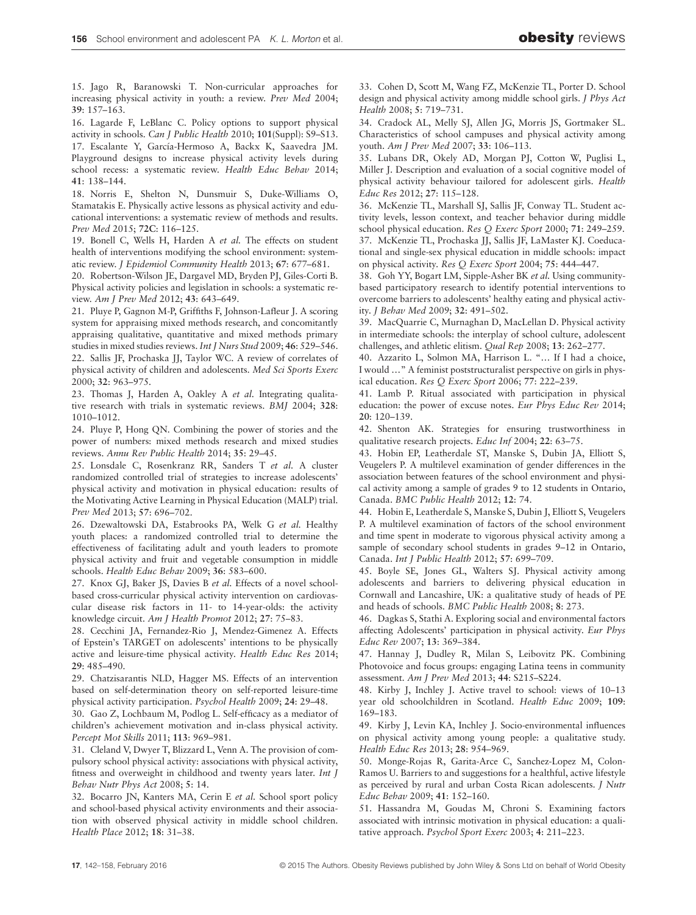15. Jago R, Baranowski T. Non-curricular approaches for increasing physical activity in youth: a review. *Prev Med* 2004; **39**: 157–163.

16. Lagarde F, LeBlanc C. Policy options to support physical activity in schools. *Can J Public Health* 2010; **101**(Suppl): S9–S13.

17. Escalante Y, García-Hermoso A, Backx K, Saavedra JM. Playground designs to increase physical activity levels during school recess: a systematic review. *Health Educ Behav* 2014; **41**: 138–144.

18. Norris E, Shelton N, Dunsmuir S, Duke-Williams O, Stamatakis E. Physically active lessons as physical activity and educational interventions: a systematic review of methods and results. *Prev Med* 2015; **72C**: 116–125.

19. Bonell C, Wells H, Harden A *et al.* The effects on student health of interventions modifying the school environment: systematic review. *J Epidemiol Community Health* 2013; **67**: 677–681.

20. Robertson-Wilson JE, Dargavel MD, Bryden PJ, Giles-Corti B. Physical activity policies and legislation in schools: a systematic review. *Am J Prev Med* 2012; **43**: 643–649.

21. Pluye P, Gagnon M-P, Griffiths F, Johnson-Lafleur J. A scoring system for appraising mixed methods research, and concomitantly appraising qualitative, quantitative and mixed methods primary studies in mixed studies reviews. *Int J Nurs Stud* 2009; **46**: 529–546.

22. Sallis JF, Prochaska JJ, Taylor WC. A review of correlates of physical activity of children and adolescents. *Med Sci Sports Exerc* 2000; **32**: 963–975.

23. Thomas J, Harden A, Oakley A *et al.* Integrating qualitative research with trials in systematic reviews. *BMJ* 2004; **328**: 1010–1012.

24. Pluye P, Hong QN. Combining the power of stories and the power of numbers: mixed methods research and mixed studies reviews. *Annu Rev Public Health* 2014; **35**: 29–45.

25. Lonsdale C, Rosenkranz RR, Sanders T *et al.* A cluster randomized controlled trial of strategies to increase adolescents' physical activity and motivation in physical education: results of the Motivating Active Learning in Physical Education (MALP) trial. *Prev Med* 2013; **57**: 696–702.

26. Dzewaltowski DA, Estabrooks PA, Welk G *et al.* Healthy youth places: a randomized controlled trial to determine the effectiveness of facilitating adult and youth leaders to promote physical activity and fruit and vegetable consumption in middle schools. *Health Educ Behav* 2009; **36**: 583–600.

27. Knox GJ, Baker JS, Davies B *et al.* Effects of a novel school-based cross-curricular physical activity intervention on cardiovascular disease risk factors in 11- to 14-year-olds: the activity knowledge circuit. *Am J Health Promot* 2012; **27**: 75–83.

28. Cecchini JA, Fernandez-Rio J, Mendez-Gimenez A. Effects of Epstein's TARGET on adolescents' intentions to be physically active and leisure-time physical activity. *Health Educ Res* 2014; **29**: 485–490.

29. Chatzisarantis NLD, Hagger MS. Effects of an intervention based on self-determination theory on self-reported leisure-time physical activity participation. *Psychol Health* 2009; **24**: 29–48.

30. Gao Z, Lochbaum M, Podlog L. Self-efficacy as a mediator of children's achievement motivation and in-class physical activity. *Percept Mot Skills* 2011; **113**: 969–981.

31. Cleland V, Dwyer T, Blizzard L, Venn A. The provision of compulsory school physical activity: associations with physical activity, fitness and overweight in childhood and twenty years later. *Int J Behav Nutr Phys Act* 2008; **5**: 14.

32. Bocarro JN, Kanters MA, Cerin E *et al.* School sport policy and school-based physical activity environments and their association with observed physical activity in middle school children. *Health Place* 2012; **18**: 31–38.

33. Cohen D, Scott M, Wang FZ, McKenzie TL, Porter D. School design and physical activity among middle school girls. *J Phys Act Health* 2008; **5**: 719–731.

34. Cradock AL, Melly SJ, Allen JG, Morris JS, Gortmaker SL. Characteristics of school campuses and physical activity among youth. *Am J Prev Med* 2007; **33**: 106–113.

35. Lubans DR, Okely AD, Morgan PJ, Cotton W, Puglisi L, Miller J. Description and evaluation of a social cognitive model of physical activity behaviour tailored for adolescent girls. *Health Educ Res* 2012; **27**: 115–128.

36. McKenzie TL, Marshall SJ, Sallis JF, Conway TL. Student activity levels, lesson context, and teacher behavior during middle school physical education. *Res Q Exerc Sport* 2000; **71**: 249–259.

37. McKenzie TL, Prochaska JJ, Sallis JF, LaMaster KJ. Coeducational and single-sex physical education in middle schools: impact on physical activity. *Res Q Exerc Sport* 2004; **75**: 444–447.

38. Goh YY, Bogart LM, Sipple-Asher BK *et al.* Using community-based participatory research to identify potential interventions to overcome barriers to adolescents' healthy eating and physical activity. *J Behav Med* 2009; **32**: 491–502.

39. MacQuarrie C, Murnaghan D, MacLellan D. Physical activity in intermediate schools: the interplay of school culture, adolescent challenges, and athletic elitism. *Qual Rep* 2008; **13**: 262–277.

40. Azzarito L, Solmon MA, Harrison L. "… If I had a choice, I would …" A feminist poststructuralist perspective on girls in physical education. *Res Q Exerc Sport* 2006; **77**: 222–239.

41. Lamb P. Ritual associated with participation in physical education: the power of excuse notes. *Eur Phys Educ Rev* 2014; **20**: 120–139.

42. Shenton AK. Strategies for ensuring trustworthiness in qualitative research projects. *Educ Inf* 2004; **22**: 63–75.

43. Hobin EP, Leatherdale ST, Manske S, Dubin JA, Elliott S, Veugelers P. A multilevel examination of gender differences in the association between features of the school environment and physical activity among a sample of grades 9 to 12 students in Ontario, Canada. *BMC Public Health* 2012; **12**: 74.

44. Hobin E, Leatherdale S, Manske S, Dubin J, Elliott S, Veugelers P. A multilevel examination of factors of the school environment and time spent in moderate to vigorous physical activity among a sample of secondary school students in grades 9–12 in Ontario, Canada. *Int J Public Health* 2012; **57**: 699–709.

45. Boyle SE, Jones GL, Walters SJ. Physical activity among adolescents and barriers to delivering physical education in Cornwall and Lancashire, UK: a qualitative study of heads of PE and heads of schools. *BMC Public Health* 2008; **8**: 273.

46. Dagkas S, Stathi A. Exploring social and environmental factors affecting Adolescents' participation in physical activity. *Eur Phys Educ Rev* 2007; **13**: 369–384.

47. Hannay J, Dudley R, Milan S, Leibovitz PK. Combining Photovoice and focus groups: engaging Latina teens in community assessment. *Am J Prev Med* 2013; **44**: S215–S224.

48. Kirby J, Inchley J. Active travel to school: views of 10–13 year old schoolchildren in Scotland. *Health Educ* 2009; **109**: 169–183.

49. Kirby J, Levin KA, Inchley J. Socio-environmental influences on physical activity among young people: a qualitative study. *Health Educ Res* 2013; **28**: 954–969.

50. Monge-Rojas R, Garita-Arce C, Sanchez-Lopez M, Colon-Ramos U. Barriers to and suggestions for a healthful, active lifestyle as perceived by rural and urban Costa Rican adolescents. *J Nutr Educ Behav* 2009; **41**: 152–160.

51. Hassandra M, Goudas M, Chroni S. Examining factors associated with intrinsic motivation in physical education: a qualitative approach. *Psychol Sport Exerc* 2003; **4**: 211–223.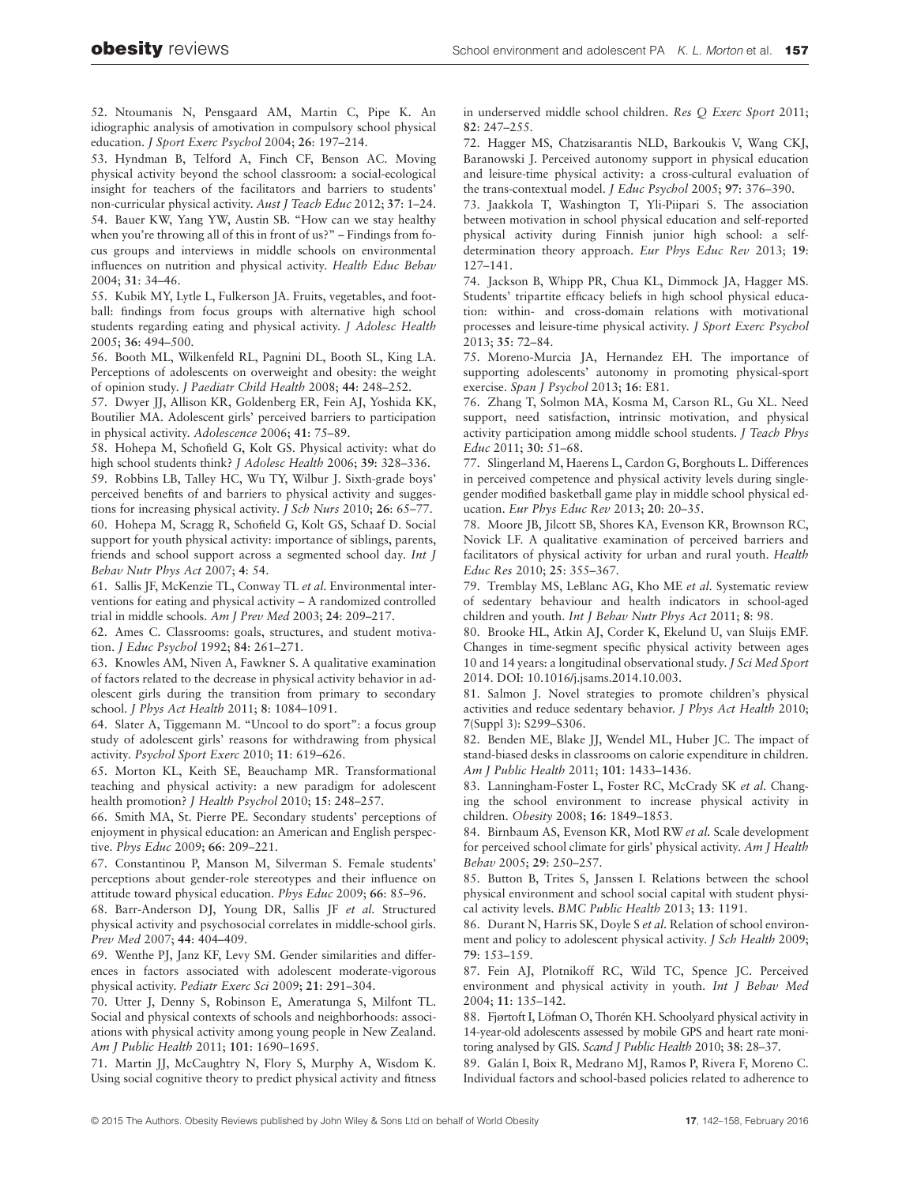52. Ntoumanis N, Pensgaard AM, Martin C, Pipe K. An idiographic analysis of amotivation in compulsory school physical education. *J Sport Exerc Psychol* 2004; **26**: 197–214.

53. Hyndman B, Telford A, Finch CF, Benson AC. Moving physical activity beyond the school classroom: a social-ecological insight for teachers of the facilitators and barriers to students' non-curricular physical activity. *Aust J Teach Educ* 2012; **37**: 1–24.

54. Bauer KW, Yang YW, Austin SB. "How can we stay healthy when you're throwing all of this in front of us?" – Findings from focus groups and interviews in middle schools on environmental influences on nutrition and physical activity. *Health Educ Behav* 2004; **31**: 34–46.

55. Kubik MY, Lytle L, Fulkerson JA. Fruits, vegetables, and football: findings from focus groups with alternative high school students regarding eating and physical activity. *J Adolesc Health* 2005; **36**: 494–500.

56. Booth ML, Wilkenfeld RL, Pagnini DL, Booth SL, King LA. Perceptions of adolescents on overweight and obesity: the weight of opinion study. *J Paediatr Child Health* 2008; **44**: 248–252.

57. Dwyer JJ, Allison KR, Goldenberg ER, Fein AJ, Yoshida KK, Boutilier MA. Adolescent girls' perceived barriers to participation in physical activity. *Adolescence* 2006; **41**: 75–89.

58. Hohepa M, Schofield G, Kolt GS. Physical activity: what do high school students think? *J Adolesc Health* 2006; **39**: 328–336.

59. Robbins LB, Talley HC, Wu TY, Wilbur J. Sixth-grade boys' perceived benefits of and barriers to physical activity and suggestions for increasing physical activity. *J Sch Nurs* 2010; **26**: 65–77.

60. Hohepa M, Scragg R, Schofield G, Kolt GS, Schaaf D. Social support for youth physical activity: importance of siblings, parents, friends and school support across a segmented school day. *Int J Behav Nutr Phys Act* 2007; **4**: 54.

61. Sallis JF, McKenzie TL, Conway TL *et al.* Environmental interventions for eating and physical activity – A randomized controlled trial in middle schools. *Am J Prev Med* 2003; **24**: 209–217.

62. Ames C. Classrooms: goals, structures, and student motivation. *J Educ Psychol* 1992; **84**: 261–271.

63. Knowles AM, Niven A, Fawkner S. A qualitative examination of factors related to the decrease in physical activity behavior in adolescent girls during the transition from primary to secondary school. *J Phys Act Health* 2011; **8**: 1084–1091.

64. Slater A, Tiggemann M. "Uncool to do sport": a focus group study of adolescent girls' reasons for withdrawing from physical activity. *Psychol Sport Exerc* 2010; **11**: 619–626.

65. Morton KL, Keith SE, Beauchamp MR. Transformational teaching and physical activity: a new paradigm for adolescent health promotion? *J Health Psychol* 2010; **15**: 248–257.

66. Smith MA, St. Pierre PE. Secondary students' perceptions of enjoyment in physical education: an American and English perspective. *Phys Educ* 2009; **66**: 209–221.

67. Constantinou P, Manson M, Silverman S. Female students' perceptions about gender-role stereotypes and their influence on attitude toward physical education. *Phys Educ* 2009; **66**: 85–96.

68. Barr-Anderson DJ, Young DR, Sallis JF *et al.* Structured physical activity and psychosocial correlates in middle-school girls. *Prev Med* 2007; **44**: 404–409.

69. Wenthe PJ, Janz KF, Levy SM. Gender similarities and differences in factors associated with adolescent moderate-vigorous physical activity. *Pediatr Exerc Sci* 2009; **21**: 291–304.

70. Utter J, Denny S, Robinson E, Ameratunga S, Milfont TL. Social and physical contexts of schools and neighborhoods: associations with physical activity among young people in New Zealand. *Am J Public Health* 2011; **101**: 1690–1695.

71. Martin JJ, McCaughtry N, Flory S, Murphy A, Wisdom K. Using social cognitive theory to predict physical activity and fitness in underserved middle school children. *Res Q Exerc Sport* 2011; **82**: 247–255.

72. Hagger MS, Chatzisarantis NLD, Barkoukis V, Wang CKJ, Baranowski J. Perceived autonomy support in physical education and leisure-time physical activity: a cross-cultural evaluation of the trans-contextual model. *J Educ Psychol* 2005; **97**: 376–390.

73. Jaakkola T, Washington T, Yli-Piipari S. The association between motivation in school physical education and self-reported physical activity during Finnish junior high school: a self-determination theory approach. *Eur Phys Educ Rev* 2013; **19**: 127–141.

74. Jackson B, Whipp PR, Chua KL, Dimmock JA, Hagger MS. Students' tripartite efficacy beliefs in high school physical education: within- and cross-domain relations with motivational processes and leisure-time physical activity. *J Sport Exerc Psychol* 2013; **35**: 72–84.

75. Moreno-Murcia JA, Hernandez EH. The importance of supporting adolescents' autonomy in promoting physical-sport exercise. *Span J Psychol* 2013; **16**: E81.

76. Zhang T, Solmon MA, Kosma M, Carson RL, Gu XL. Need support, need satisfaction, intrinsic motivation, and physical activity participation among middle school students. *J Teach Phys Educ* 2011; **30**: 51–68.

77. Slingerland M, Haerens L, Cardon G, Borghouts L. Differences in perceived competence and physical activity levels during single-gender modified basketball game play in middle school physical education. *Eur Phys Educ Rev* 2013; **20**: 20–35.

78. Moore JB, Jilcott SB, Shores KA, Evenson KR, Brownson RC, Novick LF. A qualitative examination of perceived barriers and facilitators of physical activity for urban and rural youth. *Health Educ Res* 2010; **25**: 355–367.

79. Tremblay MS, LeBlanc AG, Kho ME *et al.* Systematic review of sedentary behaviour and health indicators in school-aged children and youth. *Int J Behav Nutr Phys Act* 2011; **8**: 98.

80. Brooke HL, Atkin AJ, Corder K, Ekelund U, van Sluijs EMF. Changes in time-segment specific physical activity between ages 10 and 14 years: a longitudinal observational study. *J Sci Med Sport* 2014. DOI: 10.1016/j.jsams.2014.10.003.

81. Salmon J. Novel strategies to promote children's physical activities and reduce sedentary behavior. *J Phys Act Health* 2010; **7**(Suppl 3): S299–S306.

82. Benden ME, Blake JJ, Wendel ML, Huber JC. The impact of stand-biased desks in classrooms on calorie expenditure in children. *Am J Public Health* 2011; **101**: 1433–1436.

83. Lanningham-Foster L, Foster RC, McCrady SK *et al.* Changing the school environment to increase physical activity in children. *Obesity* 2008; **16**: 1849–1853.

84. Birnbaum AS, Evenson KR, Motl RW *et al.* Scale development for perceived school climate for girls' physical activity. *Am J Health Behav* 2005; **29**: 250–257.

85. Button B, Trites S, Janssen I. Relations between the school physical environment and school social capital with student physical activity levels. *BMC Public Health* 2013; **13**: 1191.

86. Durant N, Harris SK, Doyle S *et al.* Relation of school environment and policy to adolescent physical activity. *J Sch Health* 2009; **79**: 153–159.

87. Fein AJ, Plotnikoff RC, Wild TC, Spence JC. Perceived environment and physical activity in youth. *Int J Behav Med* 2004; **11**: 135–142.

88. Fjørtoft I, Löfman O, Thorén KH. Schoolyard physical activity in 14-year-old adolescents assessed by mobile GPS and heart rate monitoring analysed by GIS. *Scand J Public Health* 2010; **38**: 28–37.

89. Galán I, Boix R, Medrano MJ, Ramos P, Rivera F, Moreno C. Individual factors and school-based policies related to adherence to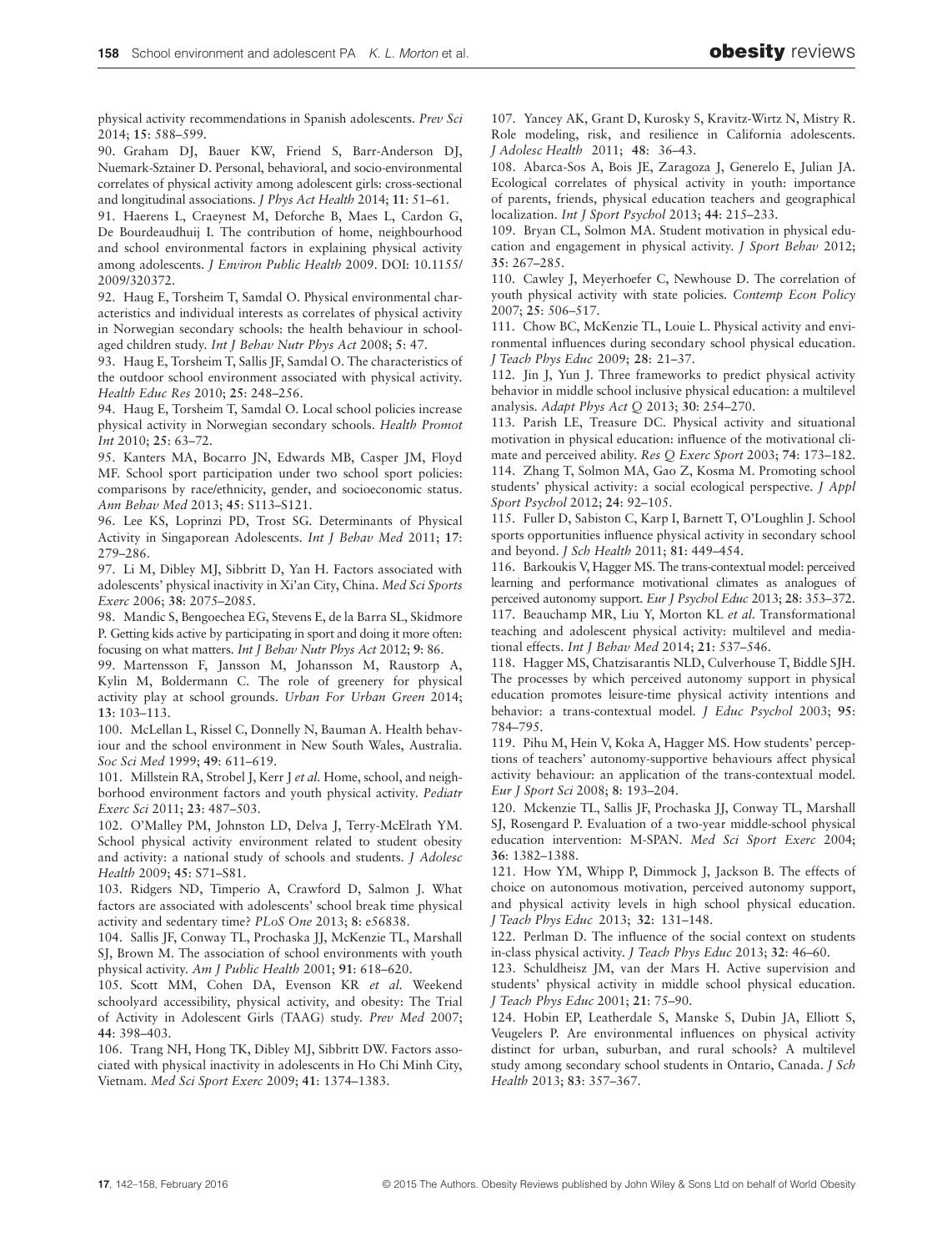physical activity recommendations in Spanish adolescents. *Prev Sci* 2014; **15**: 588–599.

90. Graham DJ, Bauer KW, Friend S, Barr-Anderson DJ, Nuemark-Sztainer D. Personal, behavioral, and socio-environmental correlates of physical activity among adolescent girls: cross-sectional and longitudinal associations. *J Phys Act Health* 2014; **11**: 51–61.

91. Haerens L, Craeynest M, Deforche B, Maes L, Cardon G, De Bourdeaudhuij I. The contribution of home, neighbourhood and school environmental factors in explaining physical activity among adolescents. *J Environ Public Health* 2009. DOI: 10.1155/2009/320372.

92. Haug E, Torsheim T, Samdal O. Physical environmental characteristics and individual interests as correlates of physical activity in Norwegian secondary schools: the health behaviour in school-aged children study. *Int J Behav Nutr Phys Act* 2008; **5**: 47.

93. Haug E, Torsheim T, Sallis JF, Samdal O. The characteristics of the outdoor school environment associated with physical activity. *Health Educ Res* 2010; **25**: 248–256.

94. Haug E, Torsheim T, Samdal O. Local school policies increase physical activity in Norwegian secondary schools. *Health Promot Int* 2010; **25**: 63–72.

95. Kanters MA, Bocarro JN, Edwards MB, Casper JM, Floyd MF. School sport participation under two school sport policies: comparisons by race/ethnicity, gender, and socioeconomic status. *Ann Behav Med* 2013; **45**: S113–S121.

96. Lee KS, Loprinzi PD, Trost SG. Determinants of Physical Activity in Singaporean Adolescents. *Int J Behav Med* 2011; **17**: 279–286.

97. Li M, Dibley MJ, Sibbritt D, Yan H. Factors associated with adolescents' physical inactivity in Xi'an City, China. *Med Sci Sports Exerc* 2006; **38**: 2075–2085.

98. Mandic S, Bengoechea EG, Stevens E, de la Barra SL, Skidmore P. Getting kids active by participating in sport and doing it more often: focusing on what matters. *Int J Behav Nutr Phys Act* 2012; **9**: 86.

99. Martensson F, Jansson M, Johansson M, Raustorp A, Kylin M, Boldermann C. The role of greenery for physical activity play at school grounds. *Urban For Urban Green* 2014; **13**: 103–113.

100. McLellan L, Rissel C, Donnelly N, Bauman A. Health behaviour and the school environment in New South Wales, Australia. *Soc Sci Med* 1999; **49**: 611–619.

101. Millstein RA, Strobel J, Kerr J *et al.* Home, school, and neighborhood environment factors and youth physical activity. *Pediatr Exerc Sci* 2011; **23**: 487–503.

102. O'Malley PM, Johnston LD, Delva J, Terry-McElrath YM. School physical activity environment related to student obesity and activity: a national study of schools and students. *J Adolesc Health* 2009; **45**: S71–S81.

103. Ridgers ND, Timperio A, Crawford D, Salmon J. What factors are associated with adolescents' school break time physical activity and sedentary time? *PLoS One* 2013; **8**: e56838.

104. Sallis JF, Conway TL, Prochaska JJ, McKenzie TL, Marshall SJ, Brown M. The association of school environments with youth physical activity. *Am J Public Health* 2001; **91**: 618–620.

105. Scott MM, Cohen DA, Evenson KR *et al.* Weekend schoolyard accessibility, physical activity, and obesity: The Trial of Activity in Adolescent Girls (TAAG) study. *Prev Med* 2007; **44**: 398–403.

106. Trang NH, Hong TK, Dibley MJ, Sibbritt DW. Factors associated with physical inactivity in adolescents in Ho Chi Minh City, Vietnam. *Med Sci Sport Exerc* 2009; **41**: 1374–1383.

107. Yancey AK, Grant D, Kurosky S, Kravitz-Wirtz N, Mistry R. Role modeling, risk, and resilience in California adolescents. *J Adolesc Health* 2011; **48**: 36–43.

108. Abarca-Sos A, Bois JE, Zaragoza J, Generelo E, Julian JA. Ecological correlates of physical activity in youth: importance of parents, friends, physical education teachers and geographical localization. *Int J Sport Psychol* 2013; **44**: 215–233.

109. Bryan CL, Solmon MA. Student motivation in physical education and engagement in physical activity. *J Sport Behav* 2012; **35**: 267–285.

110. Cawley J, Meyerhoefer C, Newhouse D. The correlation of youth physical activity with state policies. *Contemp Econ Policy* 2007; **25**: 506–517.

111. Chow BC, McKenzie TL, Louie L. Physical activity and environmental influences during secondary school physical education. *J Teach Phys Educ* 2009; **28**: 21–37.

112. Jin J, Yun J. Three frameworks to predict physical activity behavior in middle school inclusive physical education: a multilevel analysis. *Adapt Phys Act Q* 2013; **30**: 254–270.

113. Parish LE, Treasure DC. Physical activity and situational motivation in physical education: influence of the motivational climate and perceived ability. *Res Q Exerc Sport* 2003; **74**: 173–182.

114. Zhang T, Solmon MA, Gao Z, Kosma M. Promoting school students' physical activity: a social ecological perspective. *J Appl Sport Psychol* 2012; **24**: 92–105.

115. Fuller D, Sabiston C, Karp I, Barnett T, O'Loughlin J. School sports opportunities influence physical activity in secondary school and beyond. *J Sch Health* 2011; **81**: 449–454.

116. Barkoukis V, Hagger MS. The trans-contextual model: perceived learning and performance motivational climates as analogues of perceived autonomy support. *Eur J Psychol Educ* 2013; **28**: 353–372.

117. Beauchamp MR, Liu Y, Morton KL *et al.* Transformational teaching and adolescent physical activity: multilevel and mediational effects. *Int J Behav Med* 2014; **21**: 537–546.

118. Hagger MS, Chatzisarantis NLD, Culverhouse T, Biddle SJH. The processes by which perceived autonomy support in physical education promotes leisure-time physical activity intentions and behavior: a trans-contextual model. *J Educ Psychol* 2003; **95**: 784–795.

119. Pihu M, Hein V, Koka A, Hagger MS. How students' perceptions of teachers' autonomy-supportive behaviours affect physical activity behaviour: an application of the trans-contextual model. *Eur J Sport Sci* 2008; **8**: 193–204.

120. Mckenzie TL, Sallis JF, Prochaska JJ, Conway TL, Marshall SJ, Rosengard P. Evaluation of a two-year middle-school physical education intervention: M-SPAN. *Med Sci Sport Exerc* 2004; **36**: 1382–1388.

121. How YM, Whipp P, Dimmock J, Jackson B. The effects of choice on autonomous motivation, perceived autonomy support, and physical activity levels in high school physical education. *J Teach Phys Educ* 2013; **32**: 131–148.

122. Perlman D. The influence of the social context on students in-class physical activity. *J Teach Phys Educ* 2013; **32**: 46–60.

123. Schuldheisz JM, van der Mars H. Active supervision and students' physical activity in middle school physical education. *J Teach Phys Educ* 2001; **21**: 75–90.

124. Hobin EP, Leatherdale S, Manske S, Dubin JA, Elliott S, Veugelers P. Are environmental influences on physical activity distinct for urban, suburban, and rural schools? A multilevel study among secondary school students in Ontario, Canada. *J Sch Health* 2013; **83**: 357–367.